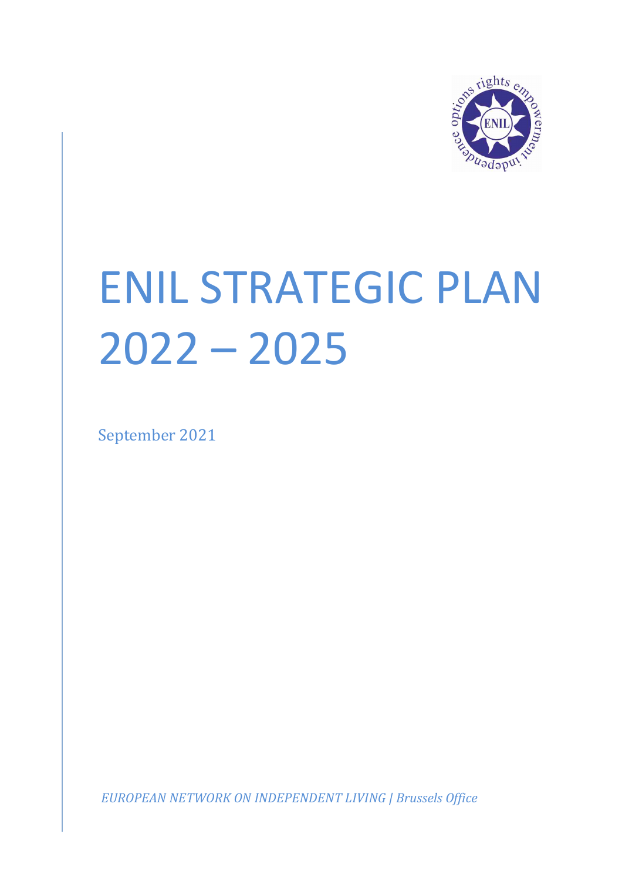# ENIL STRATEGIC PLAN 2022 – 2025

September 2021

*EUROPEAN NETWORK ON INDEPENDENT LIVING | Brussels Office*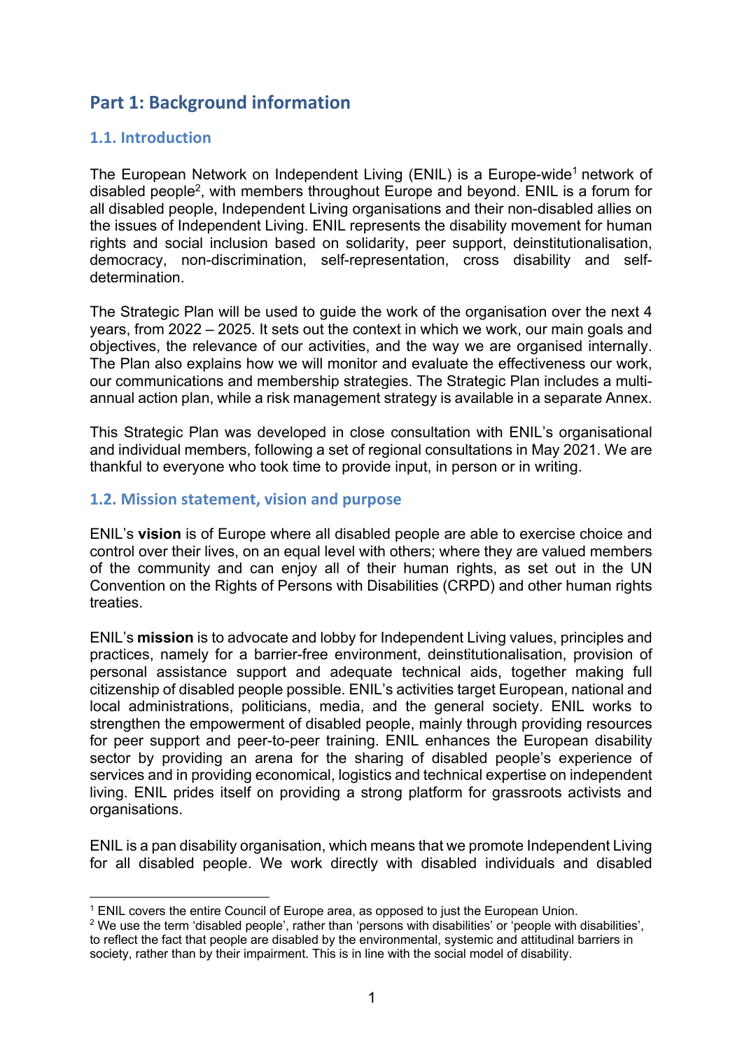# Part 1: Background information

## 1.1. Introduction

The European Network on Independent Living (ENIL) is a Europe-wide[1] network of disabled people[2], with members throughout Europe and beyond. ENIL is a forum for all disabled people, Independent Living organisations and their non-disabled allies on the issues of Independent Living. ENIL represents the disability movement for human rights and social inclusion based on solidarity, peer support, deinstitutionalisation, democracy, non-discrimination, self-representation, cross disability and self-determination.

The Strategic Plan will be used to guide the work of the organisation over the next 4 years, from 2022 – 2025. It sets out the context in which we work, our main goals and objectives, the relevance of our activities, and the way we are organised internally. The Plan also explains how we will monitor and evaluate the effectiveness our work, our communications and membership strategies. The Strategic Plan includes a multi-annual action plan, while a risk management strategy is available in a separate Annex.

This Strategic Plan was developed in close consultation with ENIL's organisational and individual members, following a set of regional consultations in May 2021. We are thankful to everyone who took time to provide input, in person or in writing.

## 1.2. Mission statement, vision and purpose

ENIL's **vision** is of Europe where all disabled people are able to exercise choice and control over their lives, on an equal level with others; where they are valued members of the community and can enjoy all of their human rights, as set out in the UN Convention on the Rights of Persons with Disabilities (CRPD) and other human rights treaties.

ENIL's **mission** is to advocate and lobby for Independent Living values, principles and practices, namely for a barrier-free environment, deinstitutionalisation, provision of personal assistance support and adequate technical aids, together making full citizenship of disabled people possible. ENIL's activities target European, national and local administrations, politicians, media, and the general society. ENIL works to strengthen the empowerment of disabled people, mainly through providing resources for peer support and peer-to-peer training. ENIL enhances the European disability sector by providing an arena for the sharing of disabled people's experience of services and in providing economical, logistics and technical expertise on independent living. ENIL prides itself on providing a strong platform for grassroots activists and organisations.

ENIL is a pan disability organisation, which means that we promote Independent Living for all disabled people. We work directly with disabled individuals and disabled

[1] ENIL covers the entire Council of Europe area, as opposed to just the European Union.

[2] We use the term 'disabled people', rather than 'persons with disabilities' or 'people with disabilities', to reflect the fact that people are disabled by the environmental, systemic and attitudinal barriers in society, rather than by their impairment. This is in line with the social model of disability.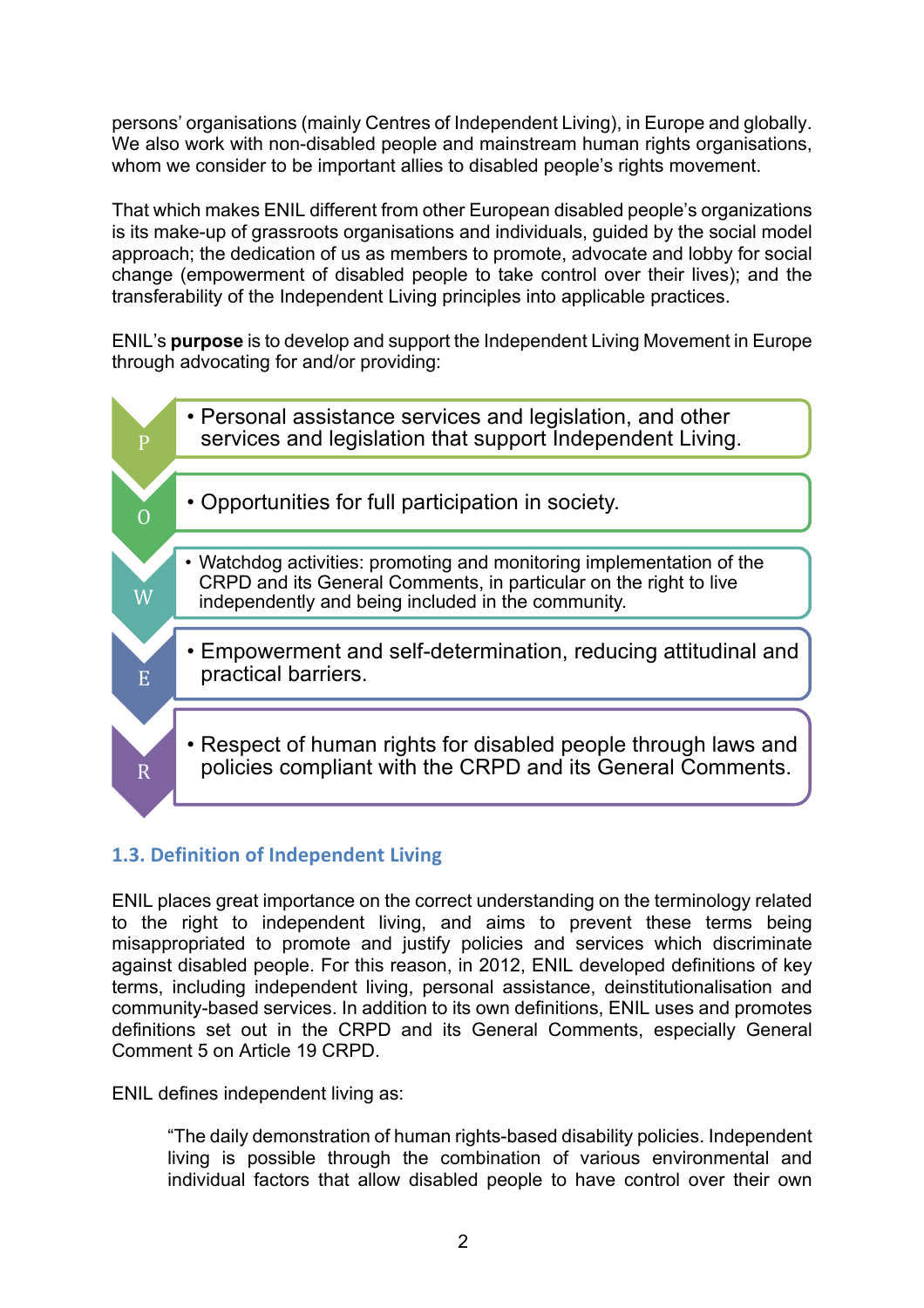persons' organisations (mainly Centres of Independent Living), in Europe and globally. We also work with non-disabled people and mainstream human rights organisations, whom we consider to be important allies to disabled people's rights movement.

That which makes ENIL different from other European disabled people's organizations is its make-up of grassroots organisations and individuals, guided by the social model approach; the dedication of us as members to promote, advocate and lobby for social change (empowerment of disabled people to take control over their lives); and the transferability of the Independent Living principles into applicable practices.

ENIL's **purpose** is to develop and support the Independent Living Movement in Europe through advocating for and/or providing:

- **P** – Personal assistance services and legislation, and other services and legislation that support Independent Living.
- **O** – Opportunities for full participation in society.
- **W** – Watchdog activities: promoting and monitoring implementation of the CRPD and its General Comments, in particular on the right to live independently and being included in the community.
- **E** – Empowerment and self-determination, reducing attitudinal and practical barriers.
- **R** – Respect of human rights for disabled people through laws and policies compliant with the CRPD and its General Comments.

### 1.3. Definition of Independent Living

ENIL places great importance on the correct understanding on the terminology related to the right to independent living, and aims to prevent these terms being misappropriated to promote and justify policies and services which discriminate against disabled people. For this reason, in 2012, ENIL developed definitions of key terms, including independent living, personal assistance, deinstitutionalisation and community-based services. In addition to its own definitions, ENIL uses and promotes definitions set out in the CRPD and its General Comments, especially General Comment 5 on Article 19 CRPD.

ENIL defines independent living as:

> "The daily demonstration of human rights-based disability policies. Independent living is possible through the combination of various environmental and individual factors that allow disabled people to have control over their own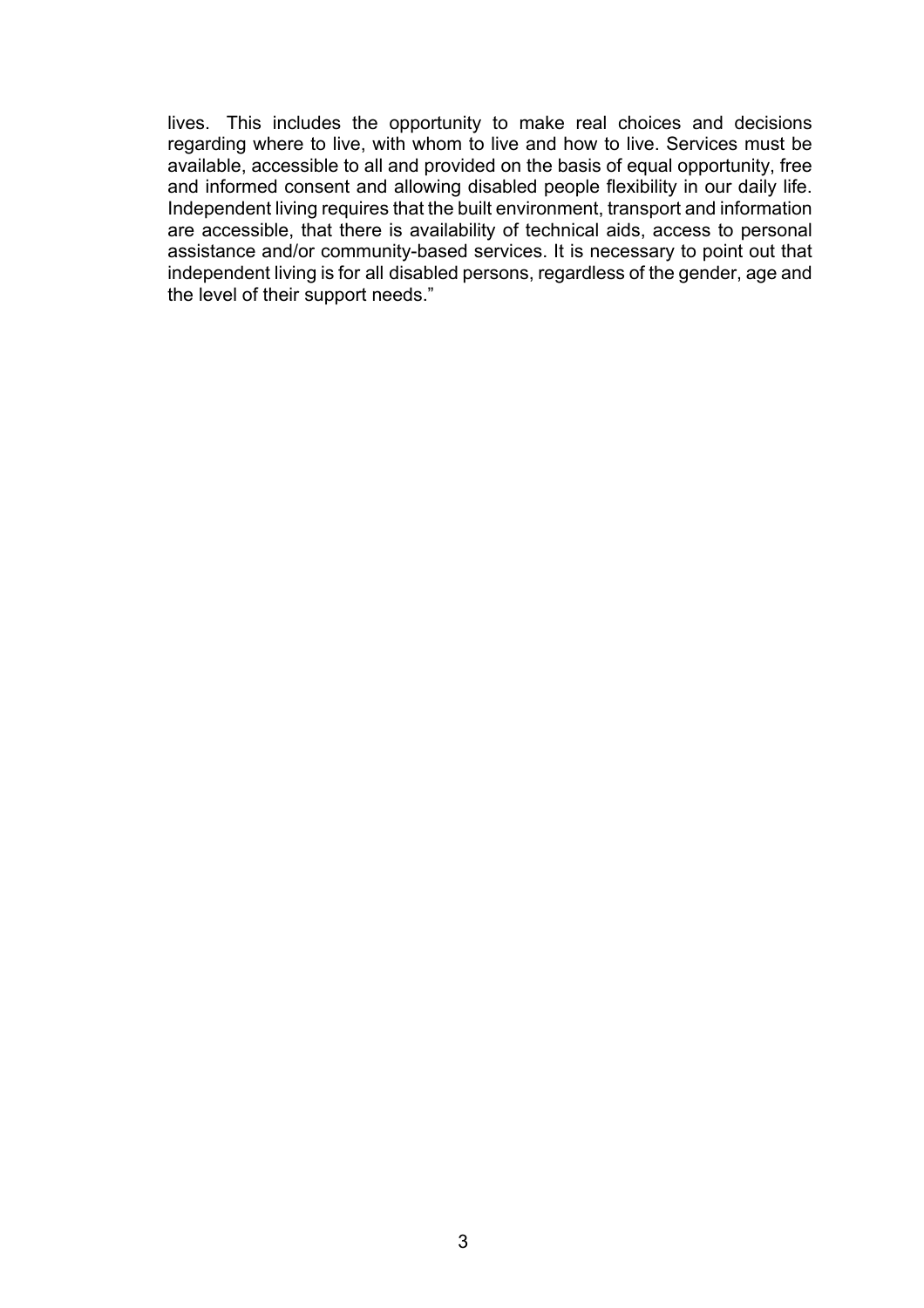lives. This includes the opportunity to make real choices and decisions regarding where to live, with whom to live and how to live. Services must be available, accessible to all and provided on the basis of equal opportunity, free and informed consent and allowing disabled people flexibility in our daily life. Independent living requires that the built environment, transport and information are accessible, that there is availability of technical aids, access to personal assistance and/or community-based services. It is necessary to point out that independent living is for all disabled persons, regardless of the gender, age and the level of their support needs."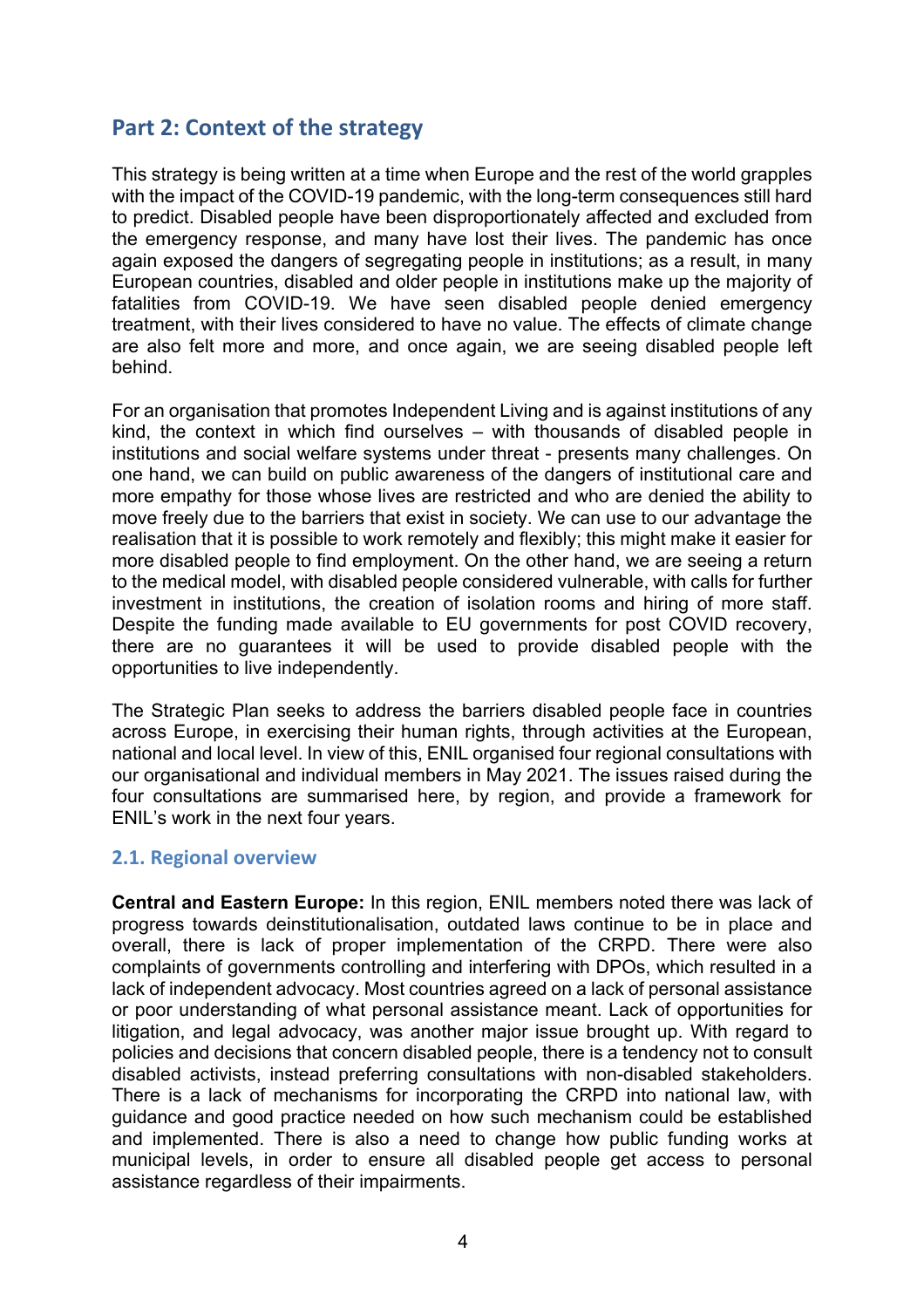## Part 2: Context of the strategy

This strategy is being written at a time when Europe and the rest of the world grapples with the impact of the COVID-19 pandemic, with the long-term consequences still hard to predict. Disabled people have been disproportionately affected and excluded from the emergency response, and many have lost their lives. The pandemic has once again exposed the dangers of segregating people in institutions; as a result, in many European countries, disabled and older people in institutions make up the majority of fatalities from COVID-19. We have seen disabled people denied emergency treatment, with their lives considered to have no value. The effects of climate change are also felt more and more, and once again, we are seeing disabled people left behind.

For an organisation that promotes Independent Living and is against institutions of any kind, the context in which find ourselves – with thousands of disabled people in institutions and social welfare systems under threat - presents many challenges. On one hand, we can build on public awareness of the dangers of institutional care and more empathy for those whose lives are restricted and who are denied the ability to move freely due to the barriers that exist in society. We can use to our advantage the realisation that it is possible to work remotely and flexibly; this might make it easier for more disabled people to find employment. On the other hand, we are seeing a return to the medical model, with disabled people considered vulnerable, with calls for further investment in institutions, the creation of isolation rooms and hiring of more staff. Despite the funding made available to EU governments for post COVID recovery, there are no guarantees it will be used to provide disabled people with the opportunities to live independently.

The Strategic Plan seeks to address the barriers disabled people face in countries across Europe, in exercising their human rights, through activities at the European, national and local level. In view of this, ENIL organised four regional consultations with our organisational and individual members in May 2021. The issues raised during the four consultations are summarised here, by region, and provide a framework for ENIL's work in the next four years.

### 2.1. Regional overview

**Central and Eastern Europe:** In this region, ENIL members noted there was lack of progress towards deinstitutionalisation, outdated laws continue to be in place and overall, there is lack of proper implementation of the CRPD. There were also complaints of governments controlling and interfering with DPOs, which resulted in a lack of independent advocacy. Most countries agreed on a lack of personal assistance or poor understanding of what personal assistance meant. Lack of opportunities for litigation, and legal advocacy, was another major issue brought up. With regard to policies and decisions that concern disabled people, there is a tendency not to consult disabled activists, instead preferring consultations with non-disabled stakeholders. There is a lack of mechanisms for incorporating the CRPD into national law, with guidance and good practice needed on how such mechanism could be established and implemented. There is also a need to change how public funding works at municipal levels, in order to ensure all disabled people get access to personal assistance regardless of their impairments.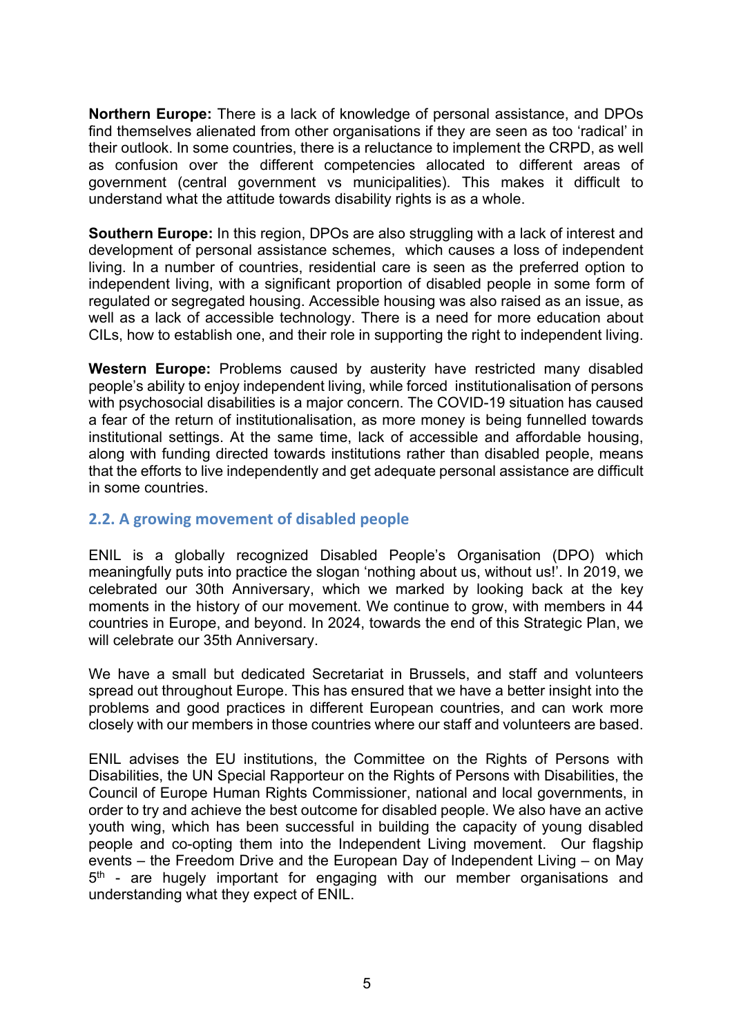**Northern Europe:** There is a lack of knowledge of personal assistance, and DPOs find themselves alienated from other organisations if they are seen as too 'radical' in their outlook. In some countries, there is a reluctance to implement the CRPD, as well as confusion over the different competencies allocated to different areas of government (central government vs municipalities). This makes it difficult to understand what the attitude towards disability rights is as a whole.

**Southern Europe:** In this region, DPOs are also struggling with a lack of interest and development of personal assistance schemes, which causes a loss of independent living. In a number of countries, residential care is seen as the preferred option to independent living, with a significant proportion of disabled people in some form of regulated or segregated housing. Accessible housing was also raised as an issue, as well as a lack of accessible technology. There is a need for more education about CILs, how to establish one, and their role in supporting the right to independent living.

**Western Europe:** Problems caused by austerity have restricted many disabled people's ability to enjoy independent living, while forced institutionalisation of persons with psychosocial disabilities is a major concern. The COVID-19 situation has caused a fear of the return of institutionalisation, as more money is being funnelled towards institutional settings. At the same time, lack of accessible and affordable housing, along with funding directed towards institutions rather than disabled people, means that the efforts to live independently and get adequate personal assistance are difficult in some countries.

## 2.2. A growing movement of disabled people

ENIL is a globally recognized Disabled People's Organisation (DPO) which meaningfully puts into practice the slogan 'nothing about us, without us!'. In 2019, we celebrated our 30th Anniversary, which we marked by looking back at the key moments in the history of our movement. We continue to grow, with members in 44 countries in Europe, and beyond. In 2024, towards the end of this Strategic Plan, we will celebrate our 35th Anniversary.

We have a small but dedicated Secretariat in Brussels, and staff and volunteers spread out throughout Europe. This has ensured that we have a better insight into the problems and good practices in different European countries, and can work more closely with our members in those countries where our staff and volunteers are based.

ENIL advises the EU institutions, the Committee on the Rights of Persons with Disabilities, the UN Special Rapporteur on the Rights of Persons with Disabilities, the Council of Europe Human Rights Commissioner, national and local governments, in order to try and achieve the best outcome for disabled people. We also have an active youth wing, which has been successful in building the capacity of young disabled people and co-opting them into the Independent Living movement. Our flagship events – the Freedom Drive and the European Day of Independent Living – on May 5th - are hugely important for engaging with our member organisations and understanding what they expect of ENIL.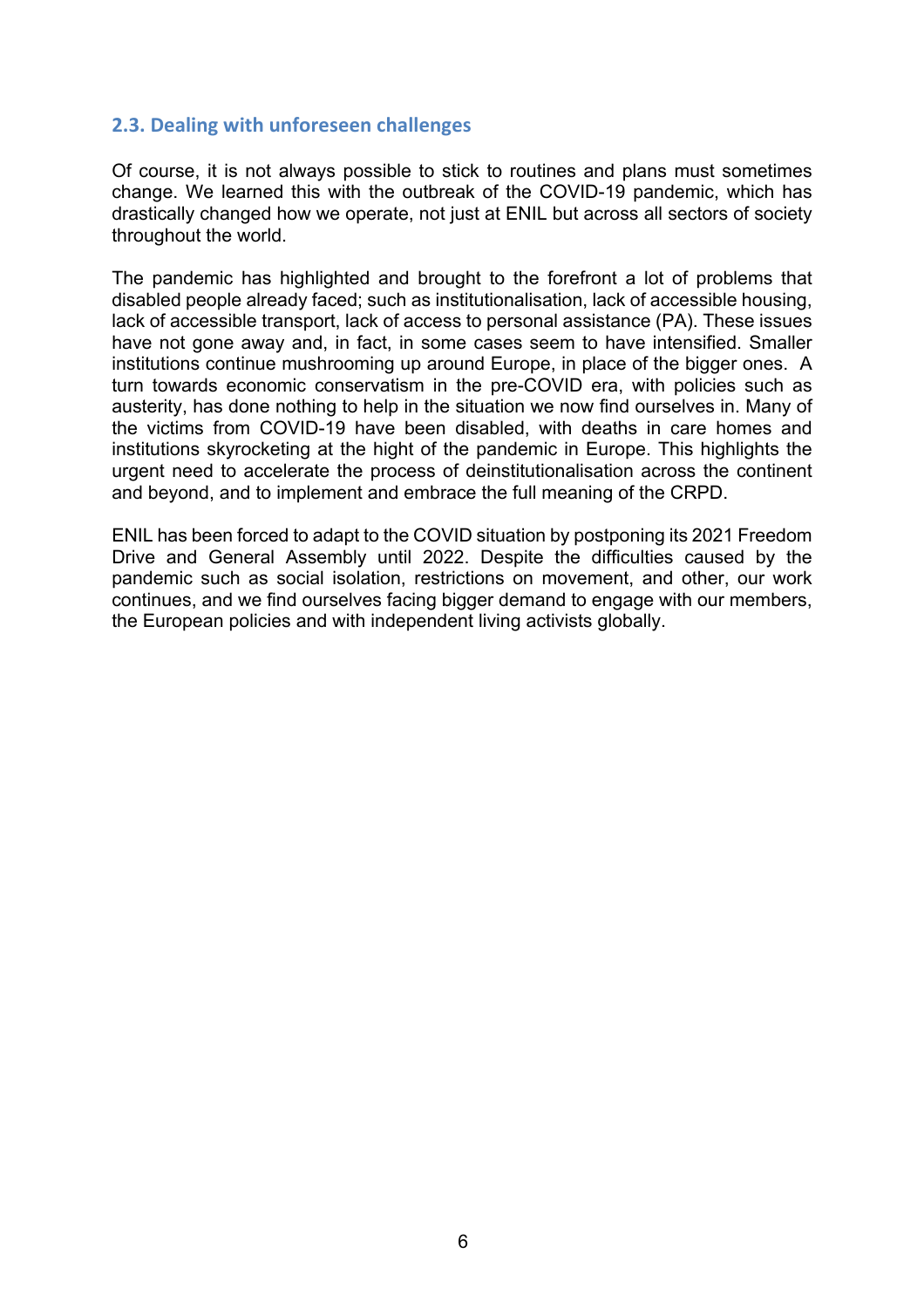### 2.3. Dealing with unforeseen challenges

Of course, it is not always possible to stick to routines and plans must sometimes change. We learned this with the outbreak of the COVID-19 pandemic, which has drastically changed how we operate, not just at ENIL but across all sectors of society throughout the world.

The pandemic has highlighted and brought to the forefront a lot of problems that disabled people already faced; such as institutionalisation, lack of accessible housing, lack of accessible transport, lack of access to personal assistance (PA). These issues have not gone away and, in fact, in some cases seem to have intensified. Smaller institutions continue mushrooming up around Europe, in place of the bigger ones. A turn towards economic conservatism in the pre-COVID era, with policies such as austerity, has done nothing to help in the situation we now find ourselves in. Many of the victims from COVID-19 have been disabled, with deaths in care homes and institutions skyrocketing at the hight of the pandemic in Europe. This highlights the urgent need to accelerate the process of deinstitutionalisation across the continent and beyond, and to implement and embrace the full meaning of the CRPD.

ENIL has been forced to adapt to the COVID situation by postponing its 2021 Freedom Drive and General Assembly until 2022. Despite the difficulties caused by the pandemic such as social isolation, restrictions on movement, and other, our work continues, and we find ourselves facing bigger demand to engage with our members, the European policies and with independent living activists globally.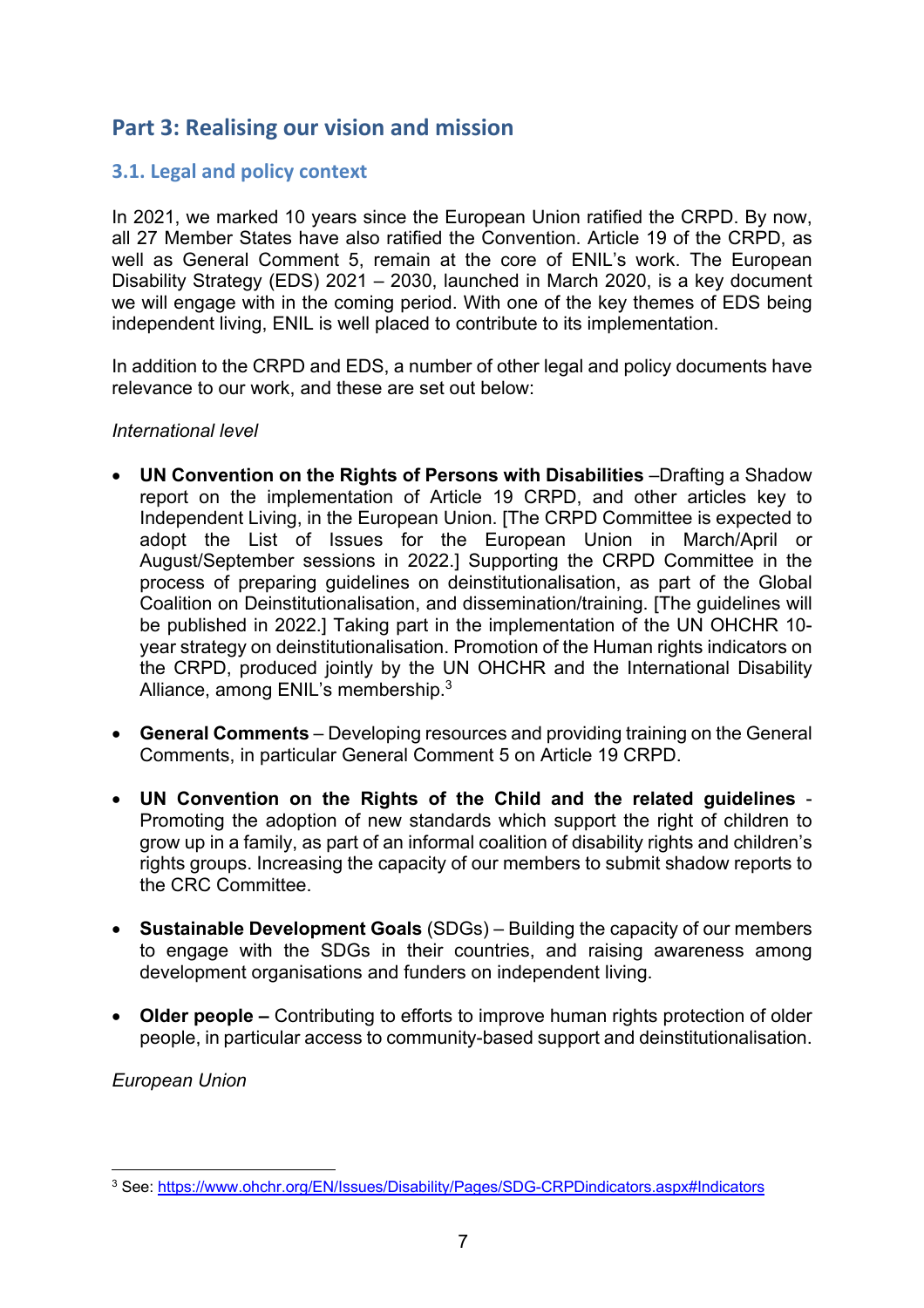## Part 3: Realising our vision and mission

### 3.1. Legal and policy context

In 2021, we marked 10 years since the European Union ratified the CRPD. By now, all 27 Member States have also ratified the Convention. Article 19 of the CRPD, as well as General Comment 5, remain at the core of ENIL's work. The European Disability Strategy (EDS) 2021 – 2030, launched in March 2020, is a key document we will engage with in the coming period. With one of the key themes of EDS being independent living, ENIL is well placed to contribute to its implementation.

In addition to the CRPD and EDS, a number of other legal and policy documents have relevance to our work, and these are set out below:

*International level*

- **UN Convention on the Rights of Persons with Disabilities** –Drafting a Shadow report on the implementation of Article 19 CRPD, and other articles key to Independent Living, in the European Union. [The CRPD Committee is expected to adopt the List of Issues for the European Union in March/April or August/September sessions in 2022.] Supporting the CRPD Committee in the process of preparing guidelines on deinstitutionalisation, as part of the Global Coalition on Deinstitutionalisation, and dissemination/training. [The guidelines will be published in 2022.] Taking part in the implementation of the UN OHCHR 10-year strategy on deinstitutionalisation. Promotion of the Human rights indicators on the CRPD, produced jointly by the UN OHCHR and the International Disability Alliance, among ENIL's membership.[3]

- **General Comments** – Developing resources and providing training on the General Comments, in particular General Comment 5 on Article 19 CRPD.

- **UN Convention on the Rights of the Child and the related guidelines** - Promoting the adoption of new standards which support the right of children to grow up in a family, as part of an informal coalition of disability rights and children's rights groups. Increasing the capacity of our members to submit shadow reports to the CRC Committee.

- **Sustainable Development Goals** (SDGs) – Building the capacity of our members to engage with the SDGs in their countries, and raising awareness among development organisations and funders on independent living.

- **Older people –** Contributing to efforts to improve human rights protection of older people, in particular access to community-based support and deinstitutionalisation.

*European Union*

---

[3] See: https://www.ohchr.org/EN/Issues/Disability/Pages/SDG-CRPDindicators.aspx#Indicators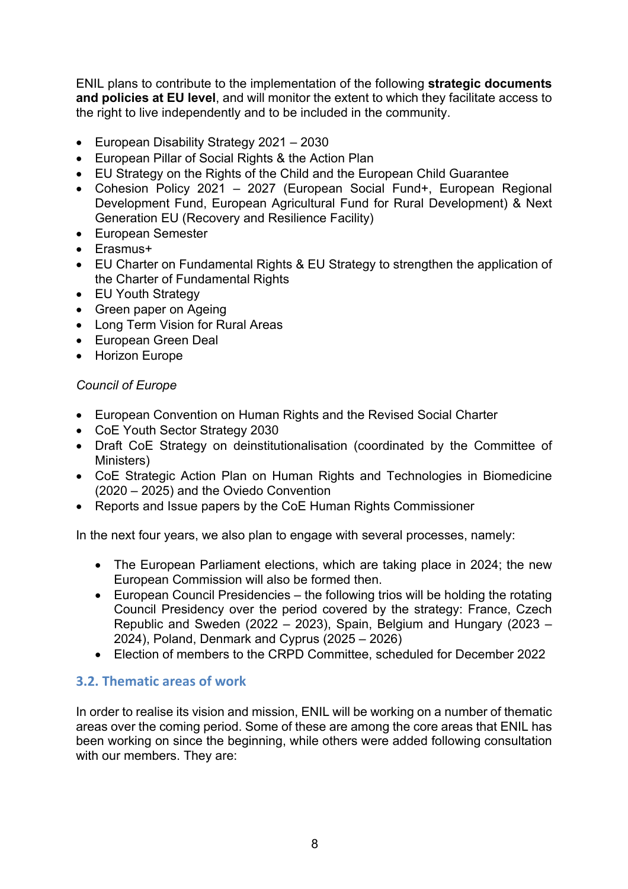ENIL plans to contribute to the implementation of the following **strategic documents and policies at EU level**, and will monitor the extent to which they facilitate access to the right to live independently and to be included in the community.

- European Disability Strategy 2021 – 2030
- European Pillar of Social Rights & the Action Plan
- EU Strategy on the Rights of the Child and the European Child Guarantee
- Cohesion Policy 2021 – 2027 (European Social Fund+, European Regional Development Fund, European Agricultural Fund for Rural Development) & Next Generation EU (Recovery and Resilience Facility)
- European Semester
- Erasmus+
- EU Charter on Fundamental Rights & EU Strategy to strengthen the application of the Charter of Fundamental Rights
- EU Youth Strategy
- Green paper on Ageing
- Long Term Vision for Rural Areas
- European Green Deal
- Horizon Europe

*Council of Europe*

- European Convention on Human Rights and the Revised Social Charter
- CoE Youth Sector Strategy 2030
- Draft CoE Strategy on deinstitutionalisation (coordinated by the Committee of Ministers)
- CoE Strategic Action Plan on Human Rights and Technologies in Biomedicine (2020 – 2025) and the Oviedo Convention
- Reports and Issue papers by the CoE Human Rights Commissioner

In the next four years, we also plan to engage with several processes, namely:

- The European Parliament elections, which are taking place in 2024; the new European Commission will also be formed then.
- European Council Presidencies – the following trios will be holding the rotating Council Presidency over the period covered by the strategy: France, Czech Republic and Sweden (2022 – 2023), Spain, Belgium and Hungary (2023 – 2024), Poland, Denmark and Cyprus (2025 – 2026)
- Election of members to the CRPD Committee, scheduled for December 2022

### 3.2. Thematic areas of work

In order to realise its vision and mission, ENIL will be working on a number of thematic areas over the coming period. Some of these are among the core areas that ENIL has been working on since the beginning, while others were added following consultation with our members. They are: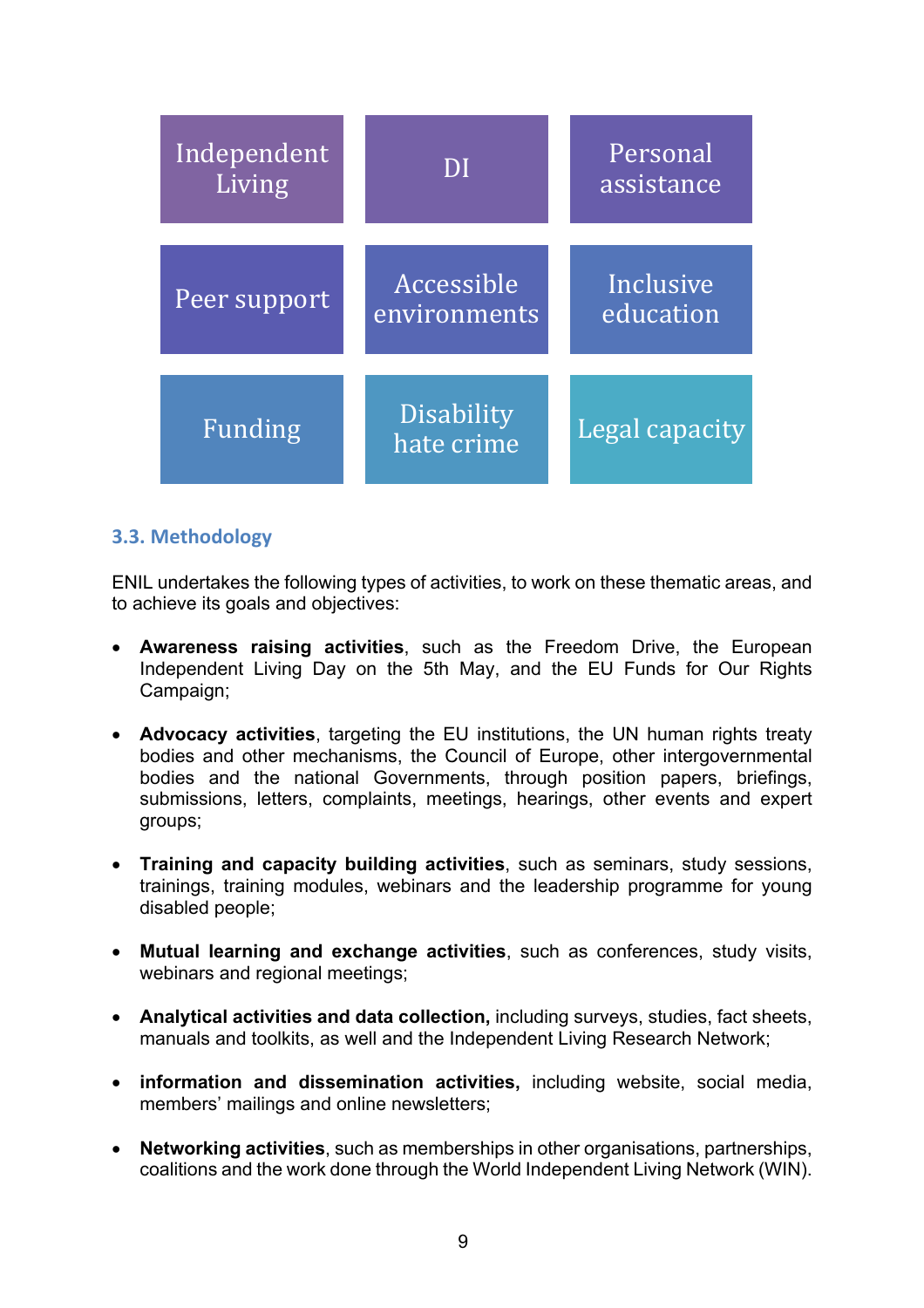| Independent Living | DI | Personal assistance |
| --- | --- | --- |
| Peer support | Accessible environments | Inclusive education |
| Funding | Disability hate crime | Legal capacity |

### 3.3. Methodology

ENIL undertakes the following types of activities, to work on these thematic areas, and to achieve its goals and objectives:

- **Awareness raising activities**, such as the Freedom Drive, the European Independent Living Day on the 5th May, and the EU Funds for Our Rights Campaign;
- **Advocacy activities**, targeting the EU institutions, the UN human rights treaty bodies and other mechanisms, the Council of Europe, other intergovernmental bodies and the national Governments, through position papers, briefings, submissions, letters, complaints, meetings, hearings, other events and expert groups;
- **Training and capacity building activities**, such as seminars, study sessions, trainings, training modules, webinars and the leadership programme for young disabled people;
- **Mutual learning and exchange activities**, such as conferences, study visits, webinars and regional meetings;
- **Analytical activities and data collection,** including surveys, studies, fact sheets, manuals and toolkits, as well and the Independent Living Research Network;
- **information and dissemination activities,** including website, social media, members' mailings and online newsletters;
- **Networking activities**, such as memberships in other organisations, partnerships, coalitions and the work done through the World Independent Living Network (WIN).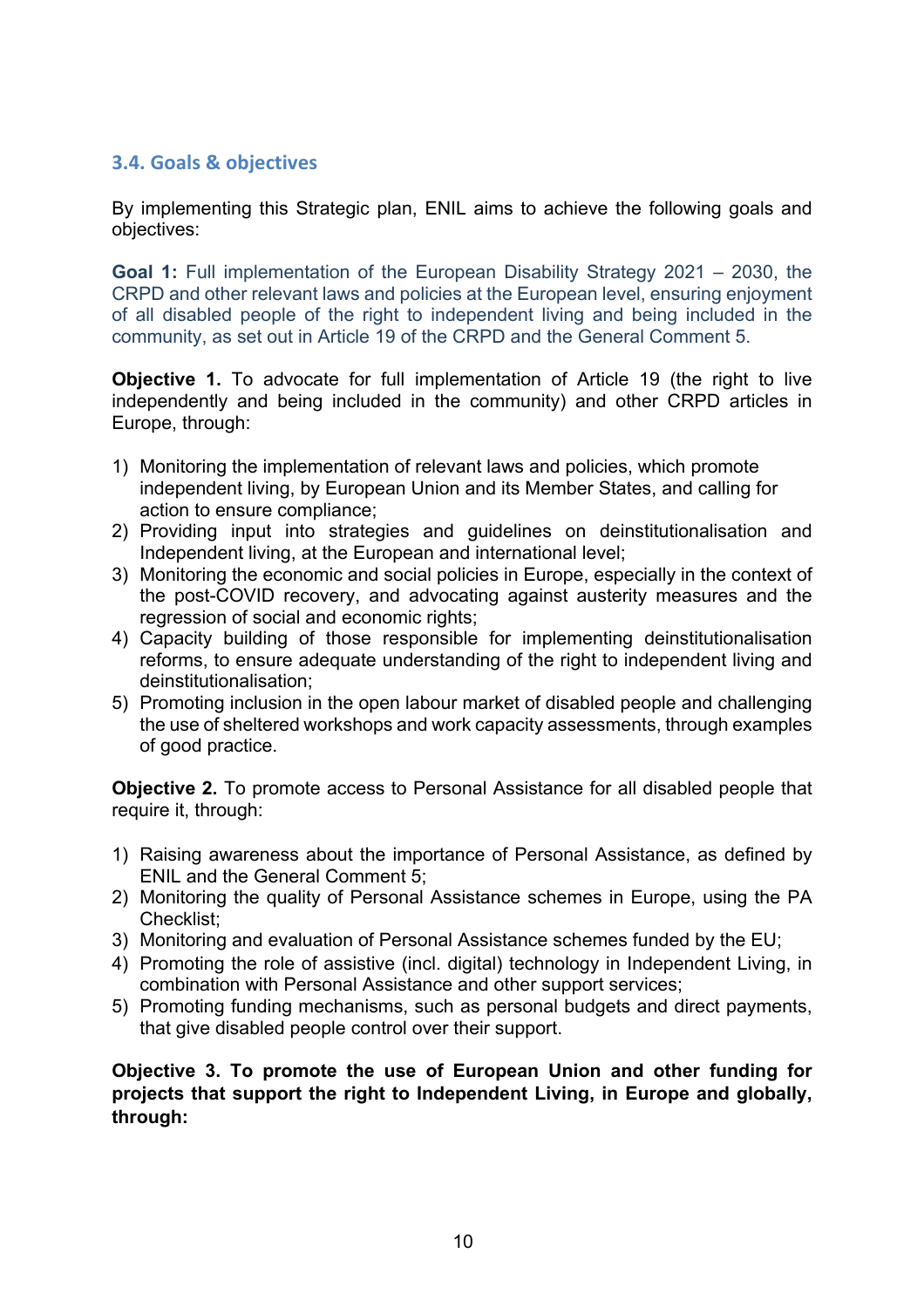### 3.4. Goals & objectives

By implementing this Strategic plan, ENIL aims to achieve the following goals and objectives:

**Goal 1:** Full implementation of the European Disability Strategy 2021 – 2030, the CRPD and other relevant laws and policies at the European level, ensuring enjoyment of all disabled people of the right to independent living and being included in the community, as set out in Article 19 of the CRPD and the General Comment 5.

**Objective 1.** To advocate for full implementation of Article 19 (the right to live independently and being included in the community) and other CRPD articles in Europe, through:

1) Monitoring the implementation of relevant laws and policies, which promote independent living, by European Union and its Member States, and calling for action to ensure compliance;
2) Providing input into strategies and guidelines on deinstitutionalisation and Independent living, at the European and international level;
3) Monitoring the economic and social policies in Europe, especially in the context of the post-COVID recovery, and advocating against austerity measures and the regression of social and economic rights;
4) Capacity building of those responsible for implementing deinstitutionalisation reforms, to ensure adequate understanding of the right to independent living and deinstitutionalisation;
5) Promoting inclusion in the open labour market of disabled people and challenging the use of sheltered workshops and work capacity assessments, through examples of good practice.

**Objective 2.** To promote access to Personal Assistance for all disabled people that require it, through:

1) Raising awareness about the importance of Personal Assistance, as defined by ENIL and the General Comment 5;
2) Monitoring the quality of Personal Assistance schemes in Europe, using the PA Checklist;
3) Monitoring and evaluation of Personal Assistance schemes funded by the EU;
4) Promoting the role of assistive (incl. digital) technology in Independent Living, in combination with Personal Assistance and other support services;
5) Promoting funding mechanisms, such as personal budgets and direct payments, that give disabled people control over their support.

**Objective 3. To promote the use of European Union and other funding for projects that support the right to Independent Living, in Europe and globally, through:**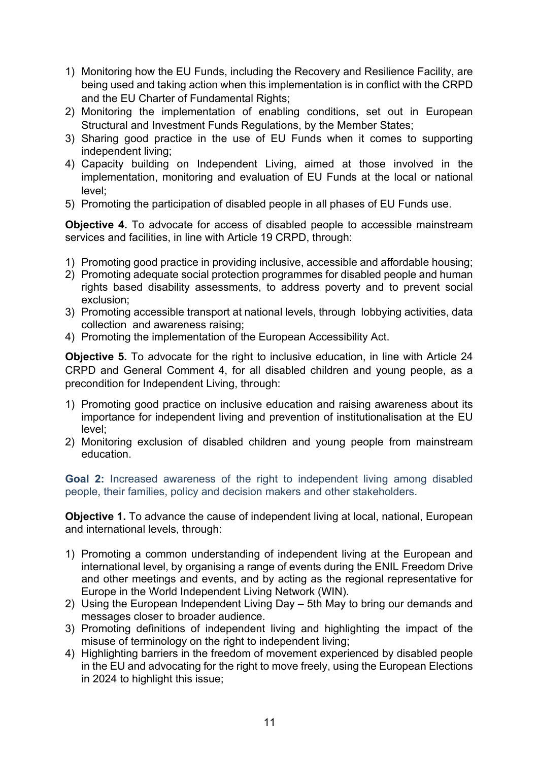1) Monitoring how the EU Funds, including the Recovery and Resilience Facility, are being used and taking action when this implementation is in conflict with the CRPD and the EU Charter of Fundamental Rights;
2) Monitoring the implementation of enabling conditions, set out in European Structural and Investment Funds Regulations, by the Member States;
3) Sharing good practice in the use of EU Funds when it comes to supporting independent living;
4) Capacity building on Independent Living, aimed at those involved in the implementation, monitoring and evaluation of EU Funds at the local or national level;
5) Promoting the participation of disabled people in all phases of EU Funds use.

**Objective 4.** To advocate for access of disabled people to accessible mainstream services and facilities, in line with Article 19 CRPD, through:

1) Promoting good practice in providing inclusive, accessible and affordable housing;
2) Promoting adequate social protection programmes for disabled people and human rights based disability assessments, to address poverty and to prevent social exclusion;
3) Promoting accessible transport at national levels, through lobbying activities, data collection and awareness raising;
4) Promoting the implementation of the European Accessibility Act.

**Objective 5.** To advocate for the right to inclusive education, in line with Article 24 CRPD and General Comment 4, for all disabled children and young people, as a precondition for Independent Living, through:

1) Promoting good practice on inclusive education and raising awareness about its importance for independent living and prevention of institutionalisation at the EU level;
2) Monitoring exclusion of disabled children and young people from mainstream education.

**Goal 2:** Increased awareness of the right to independent living among disabled people, their families, policy and decision makers and other stakeholders.

**Objective 1.** To advance the cause of independent living at local, national, European and international levels, through:

1) Promoting a common understanding of independent living at the European and international level, by organising a range of events during the ENIL Freedom Drive and other meetings and events, and by acting as the regional representative for Europe in the World Independent Living Network (WIN).
2) Using the European Independent Living Day – 5th May to bring our demands and messages closer to broader audience.
3) Promoting definitions of independent living and highlighting the impact of the misuse of terminology on the right to independent living;
4) Highlighting barriers in the freedom of movement experienced by disabled people in the EU and advocating for the right to move freely, using the European Elections in 2024 to highlight this issue;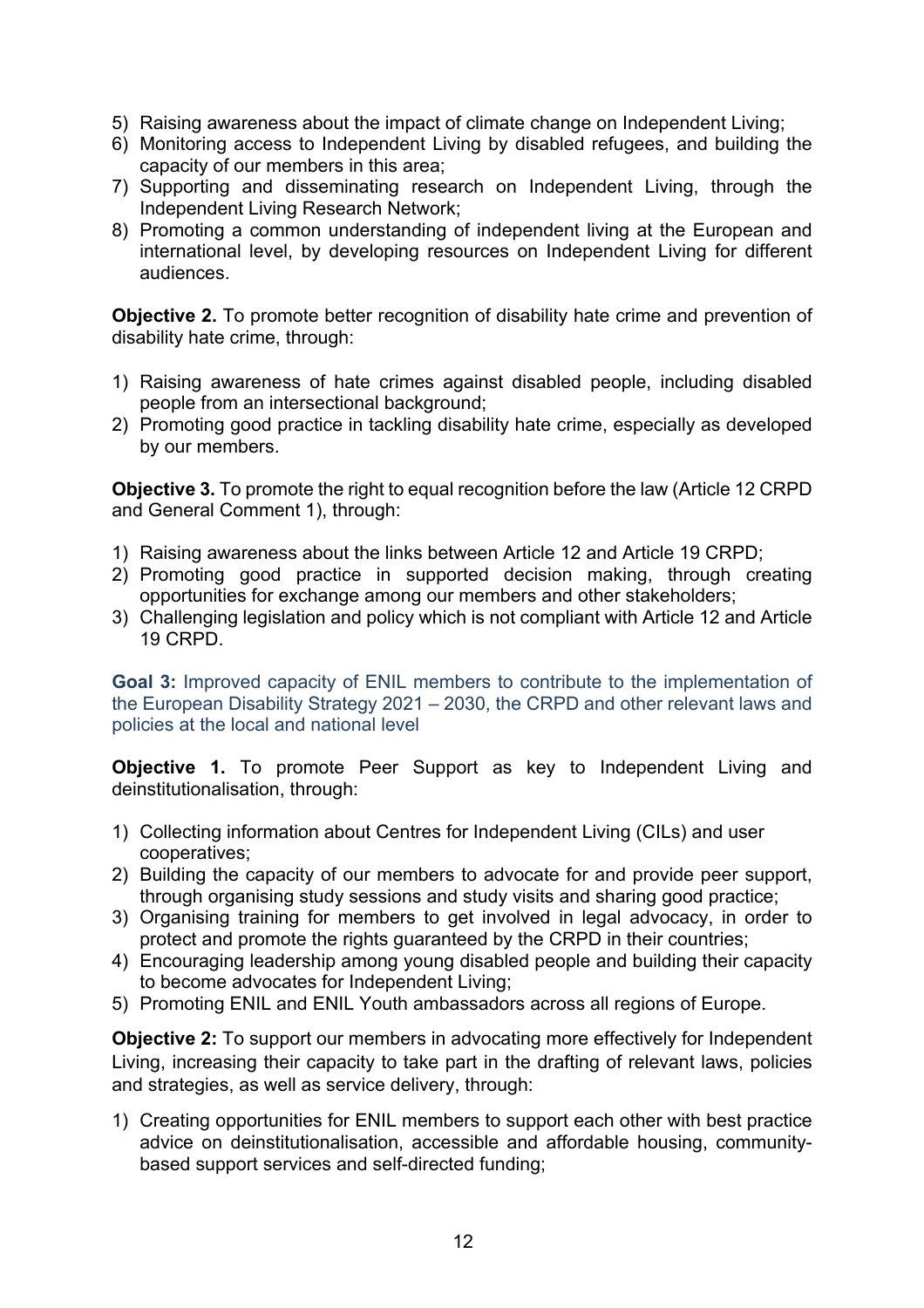5) Raising awareness about the impact of climate change on Independent Living;
6) Monitoring access to Independent Living by disabled refugees, and building the capacity of our members in this area;
7) Supporting and disseminating research on Independent Living, through the Independent Living Research Network;
8) Promoting a common understanding of independent living at the European and international level, by developing resources on Independent Living for different audiences.

**Objective 2.** To promote better recognition of disability hate crime and prevention of disability hate crime, through:

1) Raising awareness of hate crimes against disabled people, including disabled people from an intersectional background;
2) Promoting good practice in tackling disability hate crime, especially as developed by our members.

**Objective 3.** To promote the right to equal recognition before the law (Article 12 CRPD and General Comment 1), through:

1) Raising awareness about the links between Article 12 and Article 19 CRPD;
2) Promoting good practice in supported decision making, through creating opportunities for exchange among our members and other stakeholders;
3) Challenging legislation and policy which is not compliant with Article 12 and Article 19 CRPD.

### Goal 3: Improved capacity of ENIL members to contribute to the implementation of the European Disability Strategy 2021 – 2030, the CRPD and other relevant laws and policies at the local and national level

**Objective 1.** To promote Peer Support as key to Independent Living and deinstitutionalisation, through:

1) Collecting information about Centres for Independent Living (CILs) and user cooperatives;
2) Building the capacity of our members to advocate for and provide peer support, through organising study sessions and study visits and sharing good practice;
3) Organising training for members to get involved in legal advocacy, in order to protect and promote the rights guaranteed by the CRPD in their countries;
4) Encouraging leadership among young disabled people and building their capacity to become advocates for Independent Living;
5) Promoting ENIL and ENIL Youth ambassadors across all regions of Europe.

**Objective 2:** To support our members in advocating more effectively for Independent Living, increasing their capacity to take part in the drafting of relevant laws, policies and strategies, as well as service delivery, through:

1) Creating opportunities for ENIL members to support each other with best practice advice on deinstitutionalisation, accessible and affordable housing, community-based support services and self-directed funding;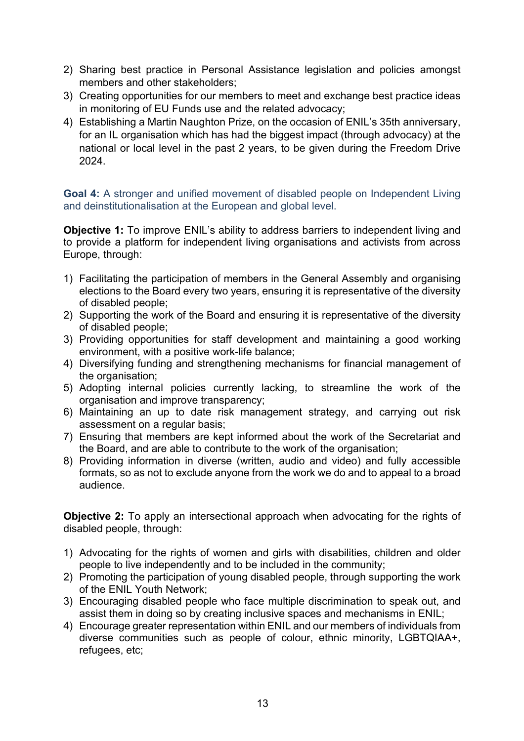2) Sharing best practice in Personal Assistance legislation and policies amongst members and other stakeholders;
3) Creating opportunities for our members to meet and exchange best practice ideas in monitoring of EU Funds use and the related advocacy;
4) Establishing a Martin Naughton Prize, on the occasion of ENIL's 35th anniversary, for an IL organisation which has had the biggest impact (through advocacy) at the national or local level in the past 2 years, to be given during the Freedom Drive 2024.

**Goal 4:** A stronger and unified movement of disabled people on Independent Living and deinstitutionalisation at the European and global level.

**Objective 1:** To improve ENIL's ability to address barriers to independent living and to provide a platform for independent living organisations and activists from across Europe, through:

1) Facilitating the participation of members in the General Assembly and organising elections to the Board every two years, ensuring it is representative of the diversity of disabled people;
2) Supporting the work of the Board and ensuring it is representative of the diversity of disabled people;
3) Providing opportunities for staff development and maintaining a good working environment, with a positive work-life balance;
4) Diversifying funding and strengthening mechanisms for financial management of the organisation;
5) Adopting internal policies currently lacking, to streamline the work of the organisation and improve transparency;
6) Maintaining an up to date risk management strategy, and carrying out risk assessment on a regular basis;
7) Ensuring that members are kept informed about the work of the Secretariat and the Board, and are able to contribute to the work of the organisation;
8) Providing information in diverse (written, audio and video) and fully accessible formats, so as not to exclude anyone from the work we do and to appeal to a broad audience.

**Objective 2:** To apply an intersectional approach when advocating for the rights of disabled people, through:

1) Advocating for the rights of women and girls with disabilities, children and older people to live independently and to be included in the community;
2) Promoting the participation of young disabled people, through supporting the work of the ENIL Youth Network;
3) Encouraging disabled people who face multiple discrimination to speak out, and assist them in doing so by creating inclusive spaces and mechanisms in ENIL;
4) Encourage greater representation within ENIL and our members of individuals from diverse communities such as people of colour, ethnic minority, LGBTQIAA+, refugees, etc;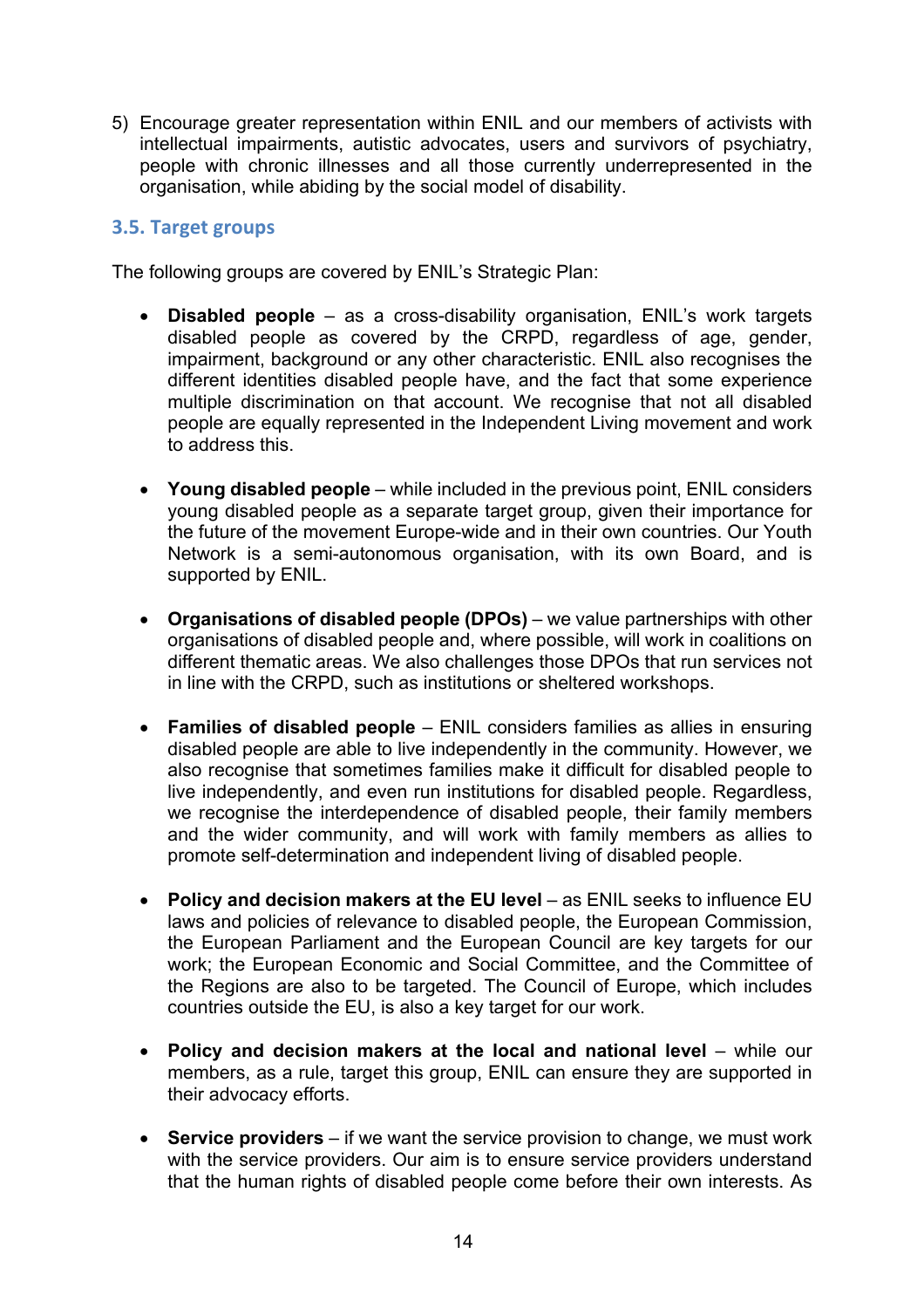5) Encourage greater representation within ENIL and our members of activists with intellectual impairments, autistic advocates, users and survivors of psychiatry, people with chronic illnesses and all those currently underrepresented in the organisation, while abiding by the social model of disability.

### 3.5. Target groups

The following groups are covered by ENIL's Strategic Plan:

- **Disabled people** – as a cross-disability organisation, ENIL's work targets disabled people as covered by the CRPD, regardless of age, gender, impairment, background or any other characteristic. ENIL also recognises the different identities disabled people have, and the fact that some experience multiple discrimination on that account. We recognise that not all disabled people are equally represented in the Independent Living movement and work to address this.

- **Young disabled people** – while included in the previous point, ENIL considers young disabled people as a separate target group, given their importance for the future of the movement Europe-wide and in their own countries. Our Youth Network is a semi-autonomous organisation, with its own Board, and is supported by ENIL.

- **Organisations of disabled people (DPOs)** – we value partnerships with other organisations of disabled people and, where possible, will work in coalitions on different thematic areas. We also challenges those DPOs that run services not in line with the CRPD, such as institutions or sheltered workshops.

- **Families of disabled people** – ENIL considers families as allies in ensuring disabled people are able to live independently in the community. However, we also recognise that sometimes families make it difficult for disabled people to live independently, and even run institutions for disabled people. Regardless, we recognise the interdependence of disabled people, their family members and the wider community, and will work with family members as allies to promote self-determination and independent living of disabled people.

- **Policy and decision makers at the EU level** – as ENIL seeks to influence EU laws and policies of relevance to disabled people, the European Commission, the European Parliament and the European Council are key targets for our work; the European Economic and Social Committee, and the Committee of the Regions are also to be targeted. The Council of Europe, which includes countries outside the EU, is also a key target for our work.

- **Policy and decision makers at the local and national level** – while our members, as a rule, target this group, ENIL can ensure they are supported in their advocacy efforts.

- **Service providers** – if we want the service provision to change, we must work with the service providers. Our aim is to ensure service providers understand that the human rights of disabled people come before their own interests. As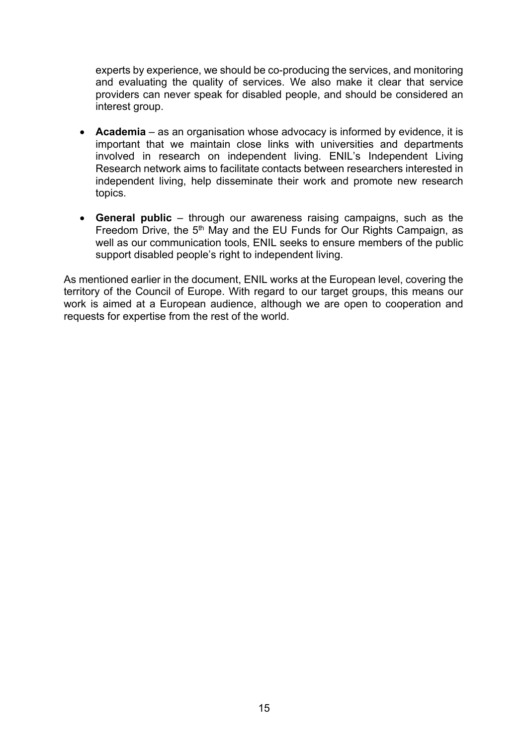experts by experience, we should be co-producing the services, and monitoring and evaluating the quality of services. We also make it clear that service providers can never speak for disabled people, and should be considered an interest group.

- **Academia** – as an organisation whose advocacy is informed by evidence, it is important that we maintain close links with universities and departments involved in research on independent living. ENIL's Independent Living Research network aims to facilitate contacts between researchers interested in independent living, help disseminate their work and promote new research topics.

- **General public** – through our awareness raising campaigns, such as the Freedom Drive, the 5th May and the EU Funds for Our Rights Campaign, as well as our communication tools, ENIL seeks to ensure members of the public support disabled people's right to independent living.

As mentioned earlier in the document, ENIL works at the European level, covering the territory of the Council of Europe. With regard to our target groups, this means our work is aimed at a European audience, although we are open to cooperation and requests for expertise from the rest of the world.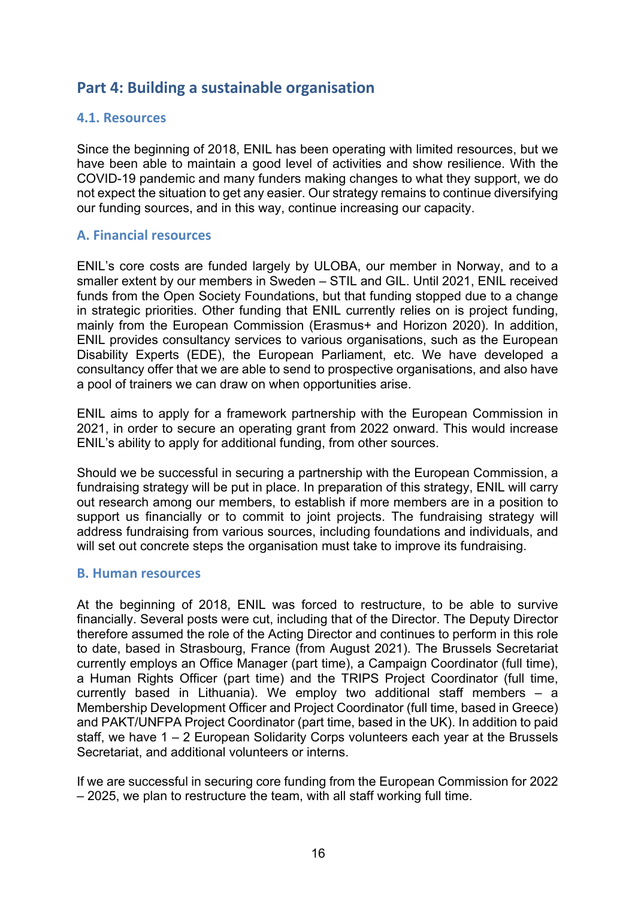## Part 4: Building a sustainable organisation

### 4.1. Resources

Since the beginning of 2018, ENIL has been operating with limited resources, but we have been able to maintain a good level of activities and show resilience. With the COVID-19 pandemic and many funders making changes to what they support, we do not expect the situation to get any easier. Our strategy remains to continue diversifying our funding sources, and in this way, continue increasing our capacity.

### A. Financial resources

ENIL's core costs are funded largely by ULOBA, our member in Norway, and to a smaller extent by our members in Sweden – STIL and GIL. Until 2021, ENIL received funds from the Open Society Foundations, but that funding stopped due to a change in strategic priorities. Other funding that ENIL currently relies on is project funding, mainly from the European Commission (Erasmus+ and Horizon 2020). In addition, ENIL provides consultancy services to various organisations, such as the European Disability Experts (EDE), the European Parliament, etc. We have developed a consultancy offer that we are able to send to prospective organisations, and also have a pool of trainers we can draw on when opportunities arise.

ENIL aims to apply for a framework partnership with the European Commission in 2021, in order to secure an operating grant from 2022 onward. This would increase ENIL's ability to apply for additional funding, from other sources.

Should we be successful in securing a partnership with the European Commission, a fundraising strategy will be put in place. In preparation of this strategy, ENIL will carry out research among our members, to establish if more members are in a position to support us financially or to commit to joint projects. The fundraising strategy will address fundraising from various sources, including foundations and individuals, and will set out concrete steps the organisation must take to improve its fundraising.

### B. Human resources

At the beginning of 2018, ENIL was forced to restructure, to be able to survive financially. Several posts were cut, including that of the Director. The Deputy Director therefore assumed the role of the Acting Director and continues to perform in this role to date, based in Strasbourg, France (from August 2021). The Brussels Secretariat currently employs an Office Manager (part time), a Campaign Coordinator (full time), a Human Rights Officer (part time) and the TRIPS Project Coordinator (full time, currently based in Lithuania). We employ two additional staff members – a Membership Development Officer and Project Coordinator (full time, based in Greece) and PAKT/UNFPA Project Coordinator (part time, based in the UK). In addition to paid staff, we have 1 – 2 European Solidarity Corps volunteers each year at the Brussels Secretariat, and additional volunteers or interns.

If we are successful in securing core funding from the European Commission for 2022 – 2025, we plan to restructure the team, with all staff working full time.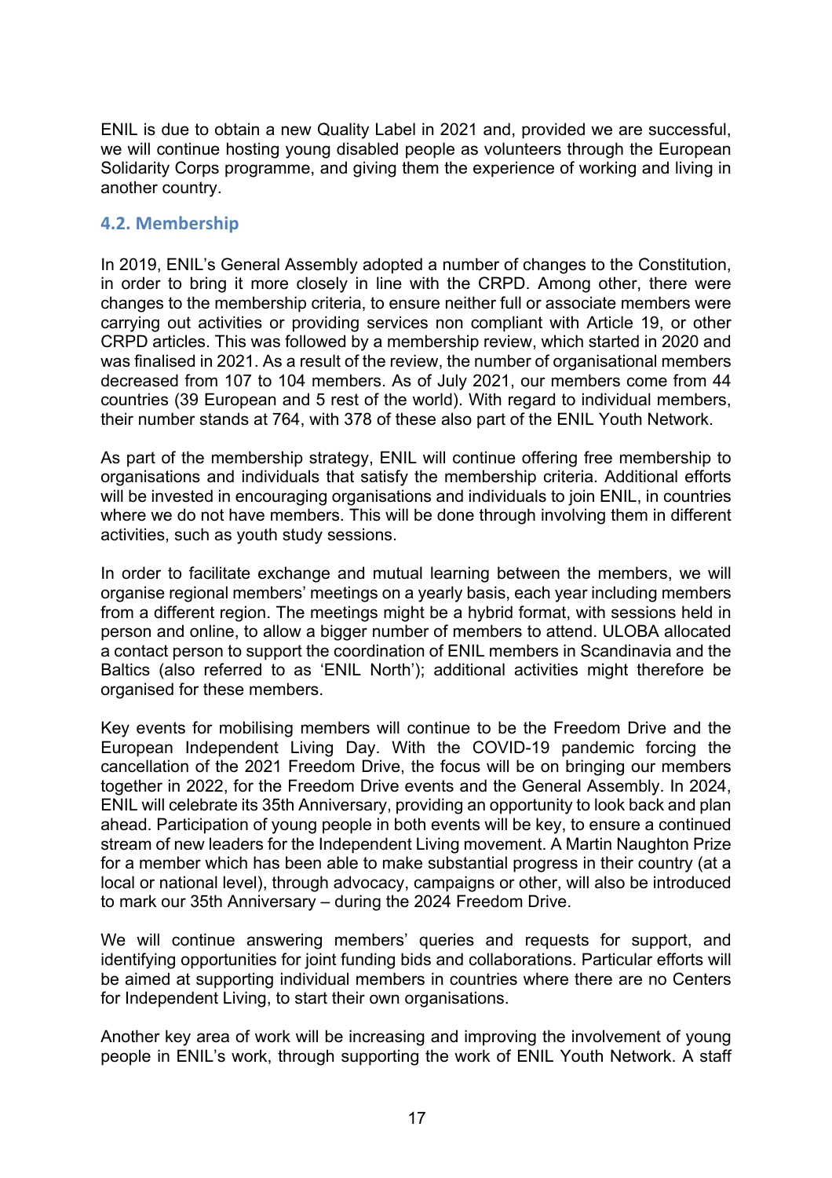ENIL is due to obtain a new Quality Label in 2021 and, provided we are successful, we will continue hosting young disabled people as volunteers through the European Solidarity Corps programme, and giving them the experience of working and living in another country.

### 4.2. Membership

In 2019, ENIL's General Assembly adopted a number of changes to the Constitution, in order to bring it more closely in line with the CRPD. Among other, there were changes to the membership criteria, to ensure neither full or associate members were carrying out activities or providing services non compliant with Article 19, or other CRPD articles. This was followed by a membership review, which started in 2020 and was finalised in 2021. As a result of the review, the number of organisational members decreased from 107 to 104 members. As of July 2021, our members come from 44 countries (39 European and 5 rest of the world). With regard to individual members, their number stands at 764, with 378 of these also part of the ENIL Youth Network.

As part of the membership strategy, ENIL will continue offering free membership to organisations and individuals that satisfy the membership criteria. Additional efforts will be invested in encouraging organisations and individuals to join ENIL, in countries where we do not have members. This will be done through involving them in different activities, such as youth study sessions.

In order to facilitate exchange and mutual learning between the members, we will organise regional members' meetings on a yearly basis, each year including members from a different region. The meetings might be a hybrid format, with sessions held in person and online, to allow a bigger number of members to attend. ULOBA allocated a contact person to support the coordination of ENIL members in Scandinavia and the Baltics (also referred to as 'ENIL North'); additional activities might therefore be organised for these members.

Key events for mobilising members will continue to be the Freedom Drive and the European Independent Living Day. With the COVID-19 pandemic forcing the cancellation of the 2021 Freedom Drive, the focus will be on bringing our members together in 2022, for the Freedom Drive events and the General Assembly. In 2024, ENIL will celebrate its 35th Anniversary, providing an opportunity to look back and plan ahead. Participation of young people in both events will be key, to ensure a continued stream of new leaders for the Independent Living movement. A Martin Naughton Prize for a member which has been able to make substantial progress in their country (at a local or national level), through advocacy, campaigns or other, will also be introduced to mark our 35th Anniversary – during the 2024 Freedom Drive.

We will continue answering members' queries and requests for support, and identifying opportunities for joint funding bids and collaborations. Particular efforts will be aimed at supporting individual members in countries where there are no Centers for Independent Living, to start their own organisations.

Another key area of work will be increasing and improving the involvement of young people in ENIL's work, through supporting the work of ENIL Youth Network. A staff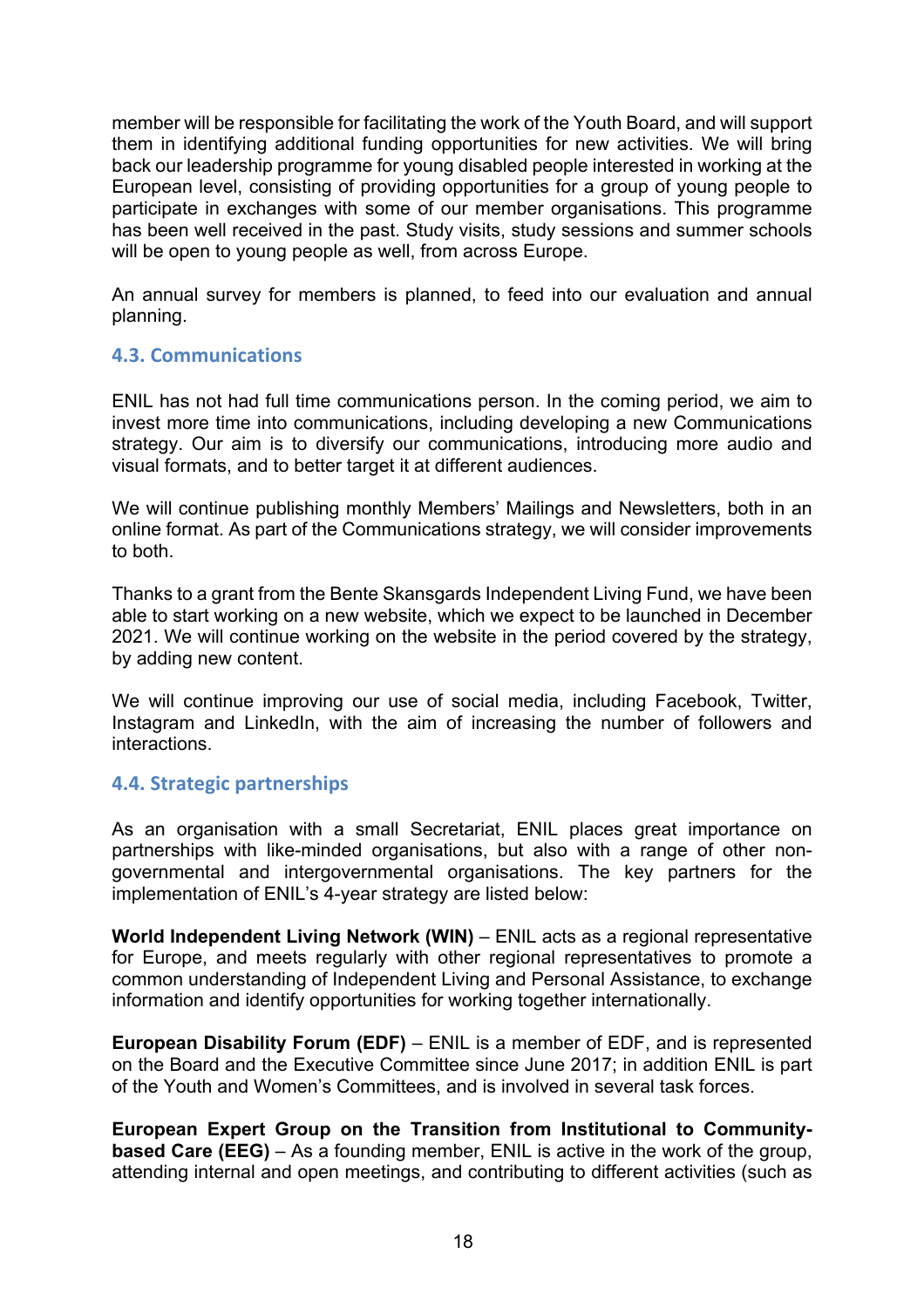member will be responsible for facilitating the work of the Youth Board, and will support them in identifying additional funding opportunities for new activities. We will bring back our leadership programme for young disabled people interested in working at the European level, consisting of providing opportunities for a group of young people to participate in exchanges with some of our member organisations. This programme has been well received in the past. Study visits, study sessions and summer schools will be open to young people as well, from across Europe.

An annual survey for members is planned, to feed into our evaluation and annual planning.

### 4.3. Communications

ENIL has not had full time communications person. In the coming period, we aim to invest more time into communications, including developing a new Communications strategy. Our aim is to diversify our communications, introducing more audio and visual formats, and to better target it at different audiences.

We will continue publishing monthly Members' Mailings and Newsletters, both in an online format. As part of the Communications strategy, we will consider improvements to both.

Thanks to a grant from the Bente Skansgards Independent Living Fund, we have been able to start working on a new website, which we expect to be launched in December 2021. We will continue working on the website in the period covered by the strategy, by adding new content.

We will continue improving our use of social media, including Facebook, Twitter, Instagram and LinkedIn, with the aim of increasing the number of followers and interactions.

### 4.4. Strategic partnerships

As an organisation with a small Secretariat, ENIL places great importance on partnerships with like-minded organisations, but also with a range of other non-governmental and intergovernmental organisations. The key partners for the implementation of ENIL's 4-year strategy are listed below:

**World Independent Living Network (WIN)** – ENIL acts as a regional representative for Europe, and meets regularly with other regional representatives to promote a common understanding of Independent Living and Personal Assistance, to exchange information and identify opportunities for working together internationally.

**European Disability Forum (EDF)** – ENIL is a member of EDF, and is represented on the Board and the Executive Committee since June 2017; in addition ENIL is part of the Youth and Women's Committees, and is involved in several task forces.

**European Expert Group on the Transition from Institutional to Community-based Care (EEG)** – As a founding member, ENIL is active in the work of the group, attending internal and open meetings, and contributing to different activities (such as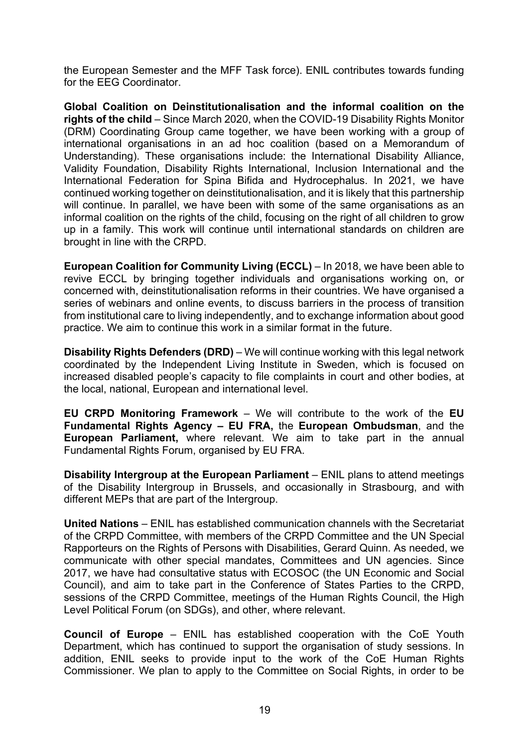the European Semester and the MFF Task force). ENIL contributes towards funding for the EEG Coordinator.

**Global Coalition on Deinstitutionalisation and the informal coalition on the rights of the child** – Since March 2020, when the COVID-19 Disability Rights Monitor (DRM) Coordinating Group came together, we have been working with a group of international organisations in an ad hoc coalition (based on a Memorandum of Understanding). These organisations include: the International Disability Alliance, Validity Foundation, Disability Rights International, Inclusion International and the International Federation for Spina Bifida and Hydrocephalus. In 2021, we have continued working together on deinstitutionalisation, and it is likely that this partnership will continue. In parallel, we have been with some of the same organisations as an informal coalition on the rights of the child, focusing on the right of all children to grow up in a family. This work will continue until international standards on children are brought in line with the CRPD.

**European Coalition for Community Living (ECCL)** – In 2018, we have been able to revive ECCL by bringing together individuals and organisations working on, or concerned with, deinstitutionalisation reforms in their countries. We have organised a series of webinars and online events, to discuss barriers in the process of transition from institutional care to living independently, and to exchange information about good practice. We aim to continue this work in a similar format in the future.

**Disability Rights Defenders (DRD)** – We will continue working with this legal network coordinated by the Independent Living Institute in Sweden, which is focused on increased disabled people's capacity to file complaints in court and other bodies, at the local, national, European and international level.

**EU CRPD Monitoring Framework** – We will contribute to the work of the **EU Fundamental Rights Agency – EU FRA,** the **European Ombudsman**, and the **European Parliament,** where relevant. We aim to take part in the annual Fundamental Rights Forum, organised by EU FRA.

**Disability Intergroup at the European Parliament** – ENIL plans to attend meetings of the Disability Intergroup in Brussels, and occasionally in Strasbourg, and with different MEPs that are part of the Intergroup.

**United Nations** – ENIL has established communication channels with the Secretariat of the CRPD Committee, with members of the CRPD Committee and the UN Special Rapporteurs on the Rights of Persons with Disabilities, Gerard Quinn. As needed, we communicate with other special mandates, Committees and UN agencies. Since 2017, we have had consultative status with ECOSOC (the UN Economic and Social Council), and aim to take part in the Conference of States Parties to the CRPD, sessions of the CRPD Committee, meetings of the Human Rights Council, the High Level Political Forum (on SDGs), and other, where relevant.

**Council of Europe** – ENIL has established cooperation with the CoE Youth Department, which has continued to support the organisation of study sessions. In addition, ENIL seeks to provide input to the work of the CoE Human Rights Commissioner. We plan to apply to the Committee on Social Rights, in order to be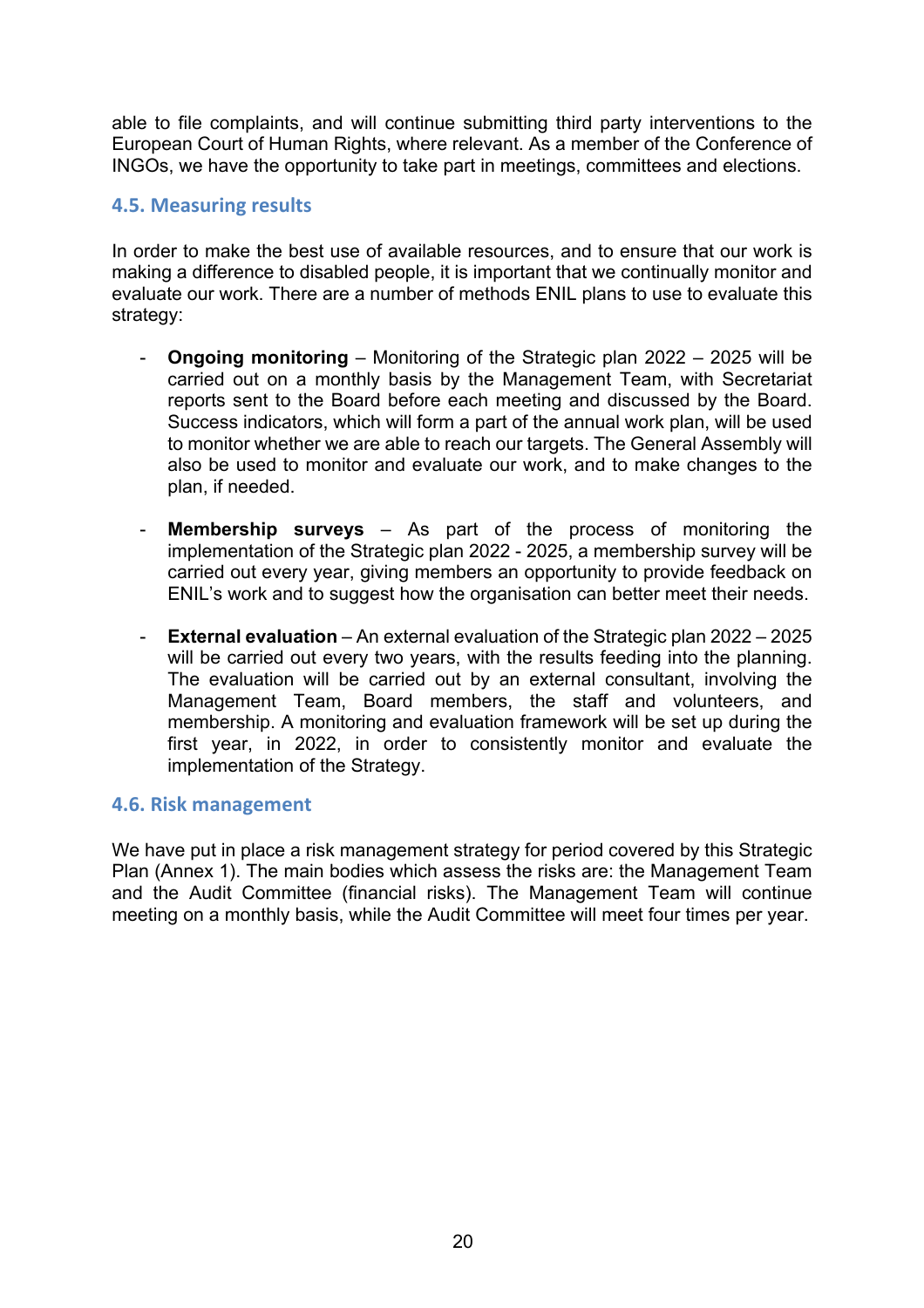able to file complaints, and will continue submitting third party interventions to the European Court of Human Rights, where relevant. As a member of the Conference of INGOs, we have the opportunity to take part in meetings, committees and elections.

### 4.5. Measuring results

In order to make the best use of available resources, and to ensure that our work is making a difference to disabled people, it is important that we continually monitor and evaluate our work. There are a number of methods ENIL plans to use to evaluate this strategy:

- **Ongoing monitoring** – Monitoring of the Strategic plan 2022 – 2025 will be carried out on a monthly basis by the Management Team, with Secretariat reports sent to the Board before each meeting and discussed by the Board. Success indicators, which will form a part of the annual work plan, will be used to monitor whether we are able to reach our targets. The General Assembly will also be used to monitor and evaluate our work, and to make changes to the plan, if needed.

- **Membership surveys** – As part of the process of monitoring the implementation of the Strategic plan 2022 - 2025, a membership survey will be carried out every year, giving members an opportunity to provide feedback on ENIL's work and to suggest how the organisation can better meet their needs.

- **External evaluation** – An external evaluation of the Strategic plan 2022 – 2025 will be carried out every two years, with the results feeding into the planning. The evaluation will be carried out by an external consultant, involving the Management Team, Board members, the staff and volunteers, and membership. A monitoring and evaluation framework will be set up during the first year, in 2022, in order to consistently monitor and evaluate the implementation of the Strategy.

### 4.6. Risk management

We have put in place a risk management strategy for period covered by this Strategic Plan (Annex 1). The main bodies which assess the risks are: the Management Team and the Audit Committee (financial risks). The Management Team will continue meeting on a monthly basis, while the Audit Committee will meet four times per year.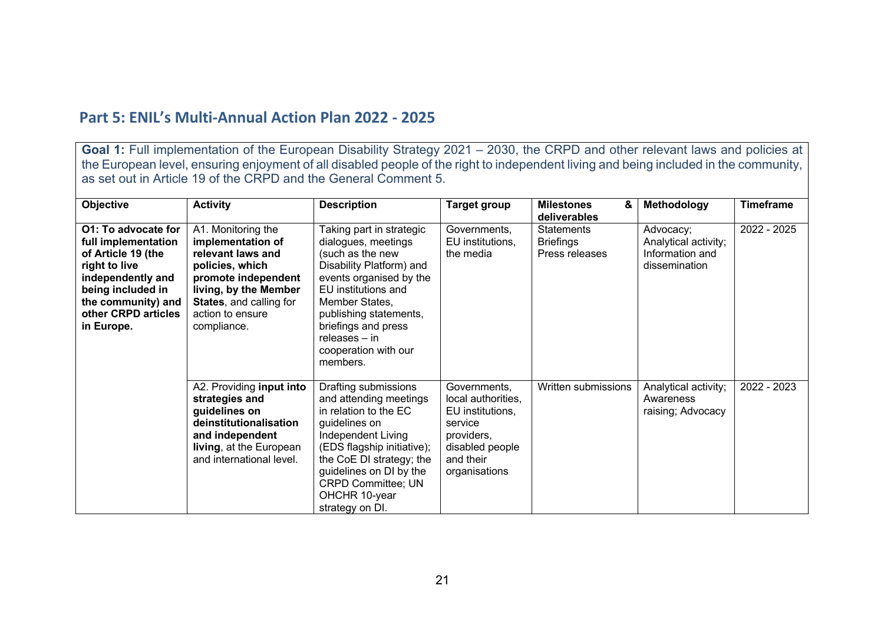## Part 5: ENIL's Multi-Annual Action Plan 2022 - 2025

**Goal 1:** Full implementation of the European Disability Strategy 2021 – 2030, the CRPD and other relevant laws and policies at the European level, ensuring enjoyment of all disabled people of the right to independent living and being included in the community, as set out in Article 19 of the CRPD and the General Comment 5.

| Objective | Activity | Description | Target group | Milestones & deliverables | Methodology | Timeframe |
|---|---|---|---|---|---|---|
| **O1: To advocate for full implementation of Article 19 (the right to live independently and being included in the community) and other CRPD articles in Europe.** | A1. Monitoring the **implementation of relevant laws and policies, which promote independent living, by the Member States**, and calling for action to ensure compliance. | Taking part in strategic dialogues, meetings (such as the new Disability Platform) and events organised by the EU institutions and Member States, publishing statements, briefings and press releases – in cooperation with our members. | Governments, EU institutions, the media | Statements<br>Briefings<br>Press releases | Advocacy; Analytical activity; Information and dissemination | 2022 - 2025 |
| | A2. Providing **input into strategies and guidelines on deinstitutionalisation and independent living**, at the European and international level. | Drafting submissions and attending meetings in relation to the EC guidelines on Independent Living (EDS flagship initiative); the CoE DI strategy; the guidelines on DI by the CRPD Committee; UN OHCHR 10-year strategy on DI. | Governments, local authorities, EU institutions, service providers, disabled people and their organisations | Written submissions | Analytical activity; Awareness raising; Advocacy | 2022 - 2023 |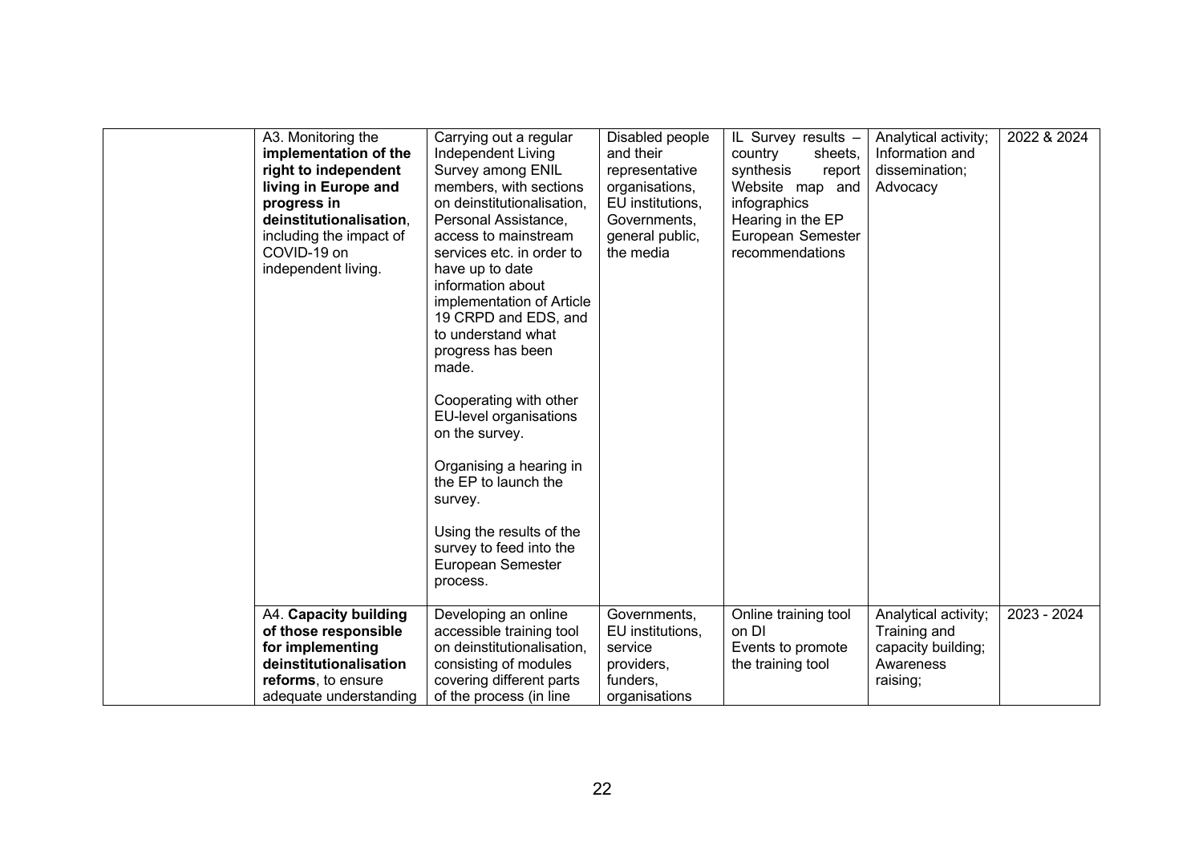| | | | | | | |
|---|---|---|---|---|---|---|
| | A3. Monitoring the **implementation of the right to independent living in Europe and progress in deinstitutionalisation**, including the impact of COVID-19 on independent living. | Carrying out a regular Independent Living Survey among ENIL members, with sections on deinstitutionalisation, Personal Assistance, access to mainstream services etc. in order to have up to date information about implementation of Article 19 CRPD and EDS, and to understand what progress has been made.<br><br>Cooperating with other EU-level organisations on the survey.<br><br>Organising a hearing in the EP to launch the survey.<br><br>Using the results of the survey to feed into the European Semester process. | Disabled people and their representative organisations, EU institutions, Governments, general public, the media | IL Survey results – country sheets, synthesis report<br>Website map and infographics<br>Hearing in the EP<br>European Semester recommendations | Analytical activity; Information and dissemination; Advocacy | 2022 & 2024 |
| | A4. **Capacity building of those responsible for implementing deinstitutionalisation reforms**, to ensure adequate understanding | Developing an online accessible training tool on deinstitutionalisation, consisting of modules covering different parts of the process (in line | Governments, EU institutions, service providers, funders, organisations | Online training tool on DI<br>Events to promote the training tool | Analytical activity; Training and capacity building; Awareness raising; | 2023 - 2024 |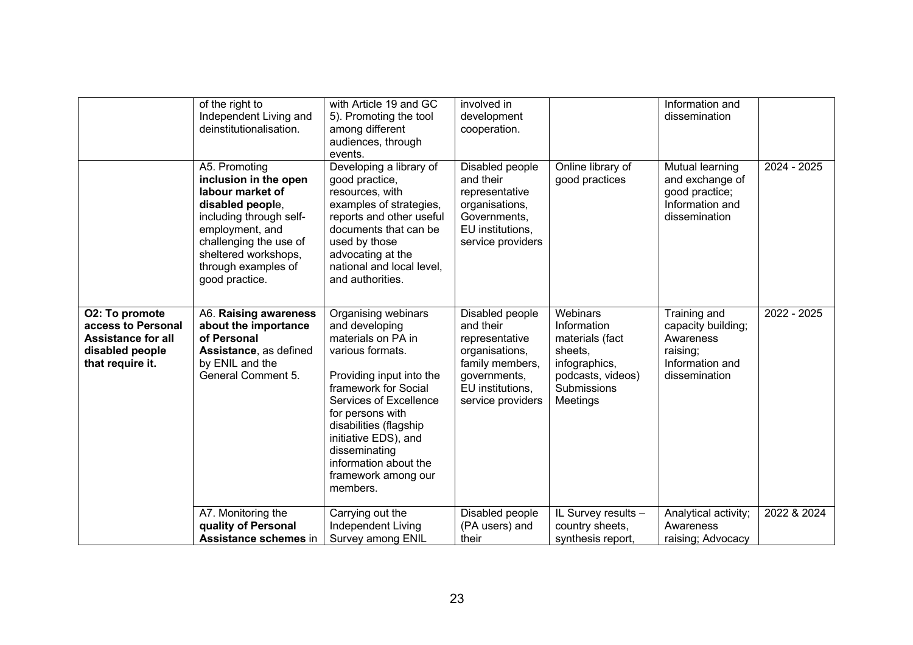| | | | | | | |
|---|---|---|---|---|---|---|
| | of the right to Independent Living and deinstitutionalisation. | with Article 19 and GC 5). Promoting the tool among different audiences, through events. | involved in development cooperation. | | Information and dissemination | |
| | A5. Promoting **inclusion in the open labour market of disabled people**, including through self-employment, and challenging the use of sheltered workshops, through examples of good practice. | Developing a library of good practice, resources, with examples of strategies, reports and other useful documents that can be used by those advocating at the national and local level, and authorities. | Disabled people and their representative organisations, Governments, EU institutions, service providers | Online library of good practices | Mutual learning and exchange of good practice; Information and dissemination | 2024 - 2025 |
| **O2: To promote access to Personal Assistance for all disabled people that require it.** | A6. **Raising awareness about the importance of Personal Assistance**, as defined by ENIL and the General Comment 5. | Organising webinars and developing materials on PA in various formats.<br><br>Providing input into the framework for Social Services of Excellence for persons with disabilities (flagship initiative EDS), and disseminating information about the framework among our members. | Disabled people and their representative organisations, family members, governments, EU institutions, service providers | Webinars<br>Information materials (fact sheets, infographics, podcasts, videos)<br>Submissions<br>Meetings | Training and capacity building; Awareness raising; Information and dissemination | 2022 - 2025 |
| | A7. Monitoring the **quality of Personal Assistance schemes** in | Carrying out the Independent Living Survey among ENIL | Disabled people (PA users) and their | IL Survey results – country sheets, synthesis report, | Analytical activity; Awareness raising; Advocacy | 2022 & 2024 |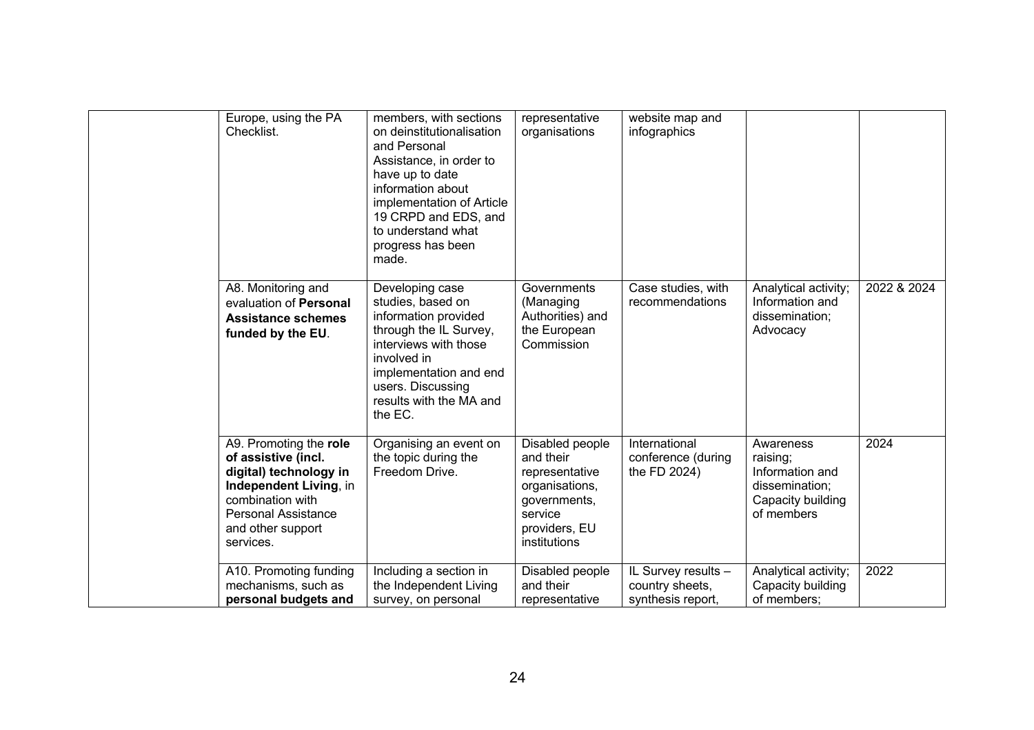|  | Europe, using the PA Checklist. | members, with sections on deinstitutionalisation and Personal Assistance, in order to have up to date information about implementation of Article 19 CRPD and EDS, and to understand what progress has been made. | representative organisations | website map and infographics |  |  |
|---|---|---|---|---|---|---|
|  | A8. Monitoring and evaluation of **Personal Assistance schemes funded by the EU**. | Developing case studies, based on information provided through the IL Survey, interviews with those involved in implementation and end users. Discussing results with the MA and the EC. | Governments (Managing Authorities) and the European Commission | Case studies, with recommendations | Analytical activity; Information and dissemination; Advocacy | 2022 & 2024 |
|  | A9. Promoting the **role of assistive (incl. digital) technology in Independent Living**, in combination with Personal Assistance and other support services. | Organising an event on the topic during the Freedom Drive. | Disabled people and their representative organisations, governments, service providers, EU institutions | International conference (during the FD 2024) | Awareness raising; Information and dissemination; Capacity building of members | 2024 |
|  | A10. Promoting funding mechanisms, such as **personal budgets and** | Including a section in the Independent Living survey, on personal | Disabled people and their representative | IL Survey results – country sheets, synthesis report, | Analytical activity; Capacity building of members; | 2022 |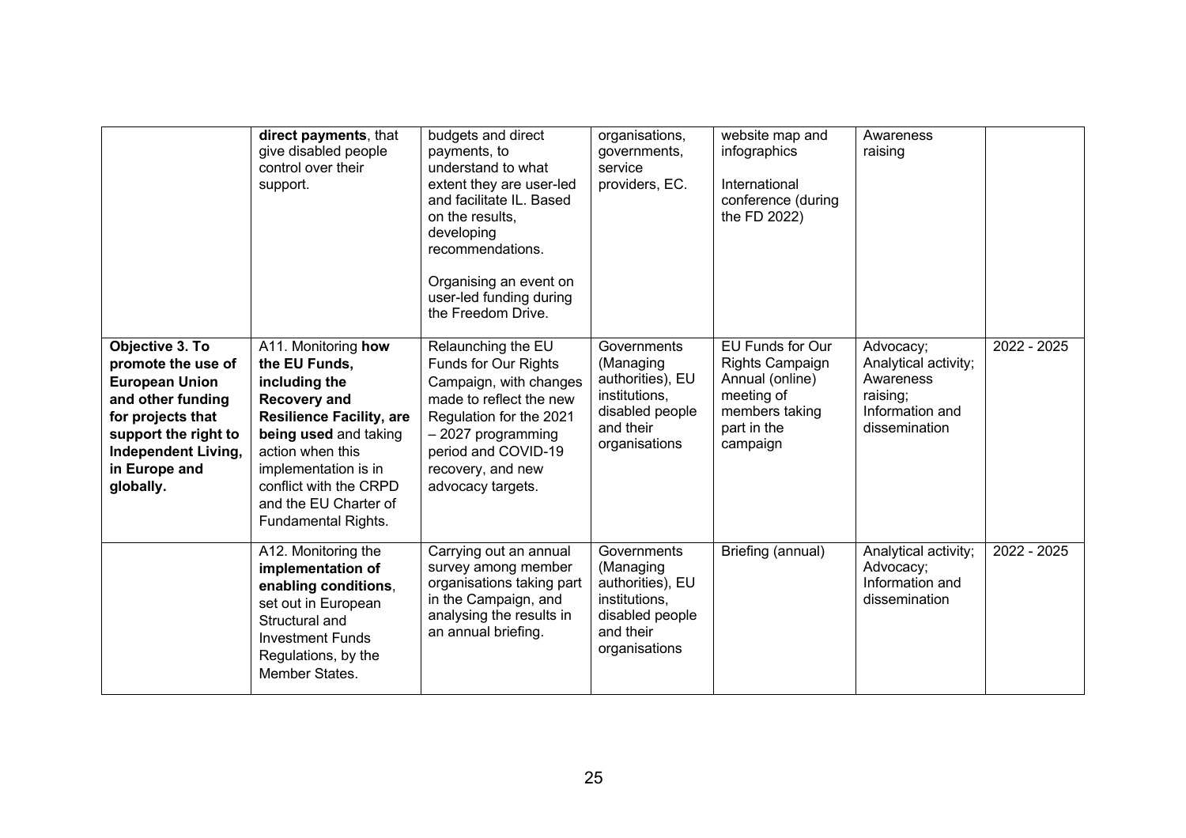| | | | | | | |
|---|---|---|---|---|---|---|
| | **direct payments**, that give disabled people control over their support. | budgets and direct payments, to understand to what extent they are user-led and facilitate IL. Based on the results, developing recommendations.<br><br>Organising an event on user-led funding during the Freedom Drive. | organisations, governments, service providers, EC. | website map and infographics<br><br>International conference (during the FD 2022) | Awareness raising | |
| **Objective 3. To promote the use of European Union and other funding for projects that support the right to Independent Living, in Europe and globally.** | A11. Monitoring **how the EU Funds, including the Recovery and Resilience Facility, are being used** and taking action when this implementation is in conflict with the CRPD and the EU Charter of Fundamental Rights. | Relaunching the EU Funds for Our Rights Campaign, with changes made to reflect the new Regulation for the 2021 – 2027 programming period and COVID-19 recovery, and new advocacy targets. | Governments (Managing authorities), EU institutions, disabled people and their organisations | EU Funds for Our Rights Campaign Annual (online) meeting of members taking part in the campaign | Advocacy; Analytical activity; Awareness raising; Information and dissemination | 2022 - 2025 |
| | A12. Monitoring the **implementation of enabling conditions**, set out in European Structural and Investment Funds Regulations, by the Member States. | Carrying out an annual survey among member organisations taking part in the Campaign, and analysing the results in an annual briefing. | Governments (Managing authorities), EU institutions, disabled people and their organisations | Briefing (annual) | Analytical activity; Advocacy; Information and dissemination | 2022 - 2025 |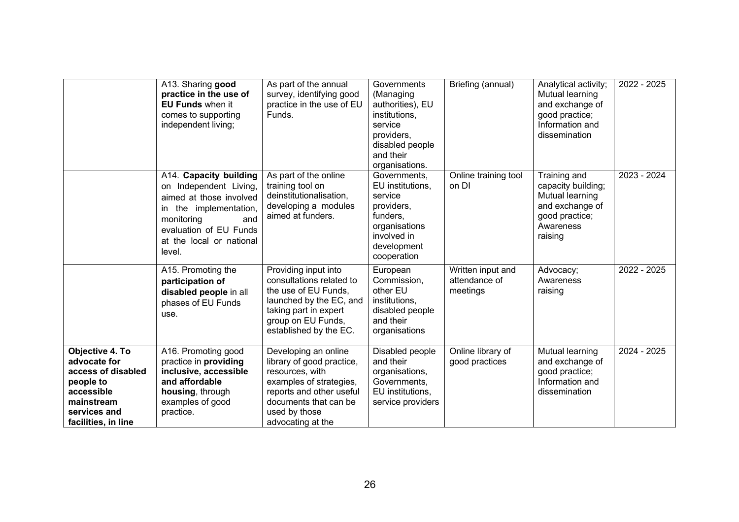| | | | | | | |
|---|---|---|---|---|---|---|
| | A13. Sharing **good practice in the use of EU Funds** when it comes to supporting independent living; | As part of the annual survey, identifying good practice in the use of EU Funds. | Governments (Managing authorities), EU institutions, service providers, disabled people and their organisations. | Briefing (annual) | Analytical activity; Mutual learning and exchange of good practice; Information and dissemination | 2022 - 2025 |
| | A14. **Capacity building** on Independent Living, aimed at those involved in the implementation, monitoring and evaluation of EU Funds at the local or national level. | As part of the online training tool on deinstitutionalisation, developing a modules aimed at funders. | Governments, EU institutions, service providers, funders, organisations involved in development cooperation | Online training tool on DI | Training and capacity building; Mutual learning and exchange of good practice; Awareness raising | 2023 - 2024 |
| | A15. Promoting the **participation of disabled people** in all phases of EU Funds use. | Providing input into consultations related to the use of EU Funds, launched by the EC, and taking part in expert group on EU Funds, established by the EC. | European Commission, other EU institutions, disabled people and their organisations | Written input and attendance of meetings | Advocacy; Awareness raising | 2022 - 2025 |
| **Objective 4. To advocate for access of disabled people to accessible mainstream services and facilities, in line** | A16. Promoting good practice in **providing inclusive, accessible and affordable housing**, through examples of good practice. | Developing an online library of good practice, resources, with examples of strategies, reports and other useful documents that can be used by those advocating at the | Disabled people and their organisations, Governments, EU institutions, service providers | Online library of good practices | Mutual learning and exchange of good practice; Information and dissemination | 2024 - 2025 |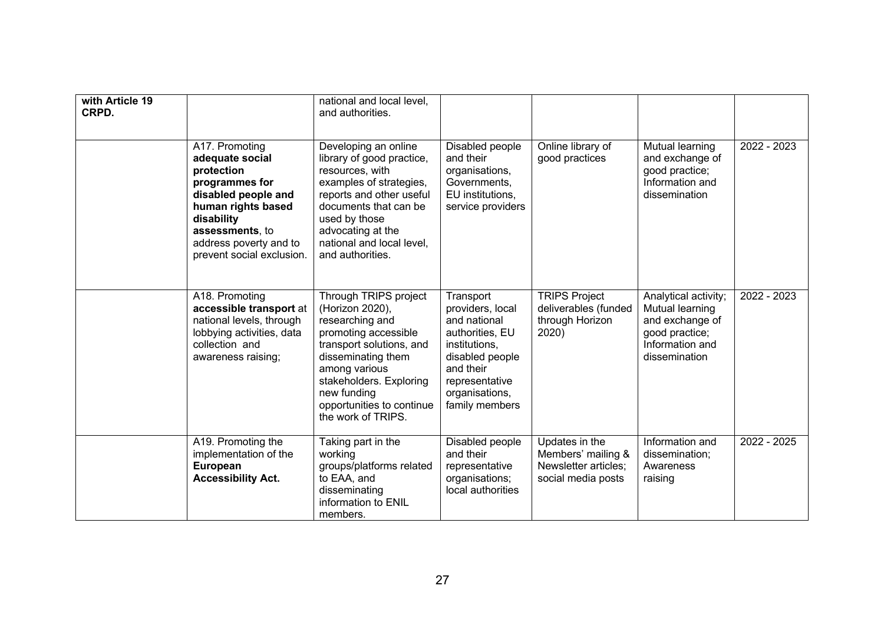| | | | | | | |
|---|---|---|---|---|---|---|
| **with Article 19 CRPD.** | | national and local level, and authorities. | | | | |
| | A17. Promoting **adequate social protection programmes for disabled people and human rights based disability assessments**, to address poverty and to prevent social exclusion. | Developing an online library of good practice, resources, with examples of strategies, reports and other useful documents that can be used by those advocating at the national and local level, and authorities. | Disabled people and their organisations, Governments, EU institutions, service providers | Online library of good practices | Mutual learning and exchange of good practice; Information and dissemination | 2022 - 2023 |
| | A18. Promoting **accessible transport** at national levels, through lobbying activities, data collection and awareness raising; | Through TRIPS project (Horizon 2020), researching and promoting accessible transport solutions, and disseminating them among various stakeholders. Exploring new funding opportunities to continue the work of TRIPS. | Transport providers, local and national authorities, EU institutions, disabled people and their representative organisations, family members | TRIPS Project deliverables (funded through Horizon 2020) | Analytical activity; Mutual learning and exchange of good practice; Information and dissemination | 2022 - 2023 |
| | A19. Promoting the implementation of the **European Accessibility Act.** | Taking part in the working groups/platforms related to EAA, and disseminating information to ENIL members. | Disabled people and their representative organisations; local authorities | Updates in the Members' mailing & Newsletter articles; social media posts | Information and dissemination; Awareness raising | 2022 - 2025 |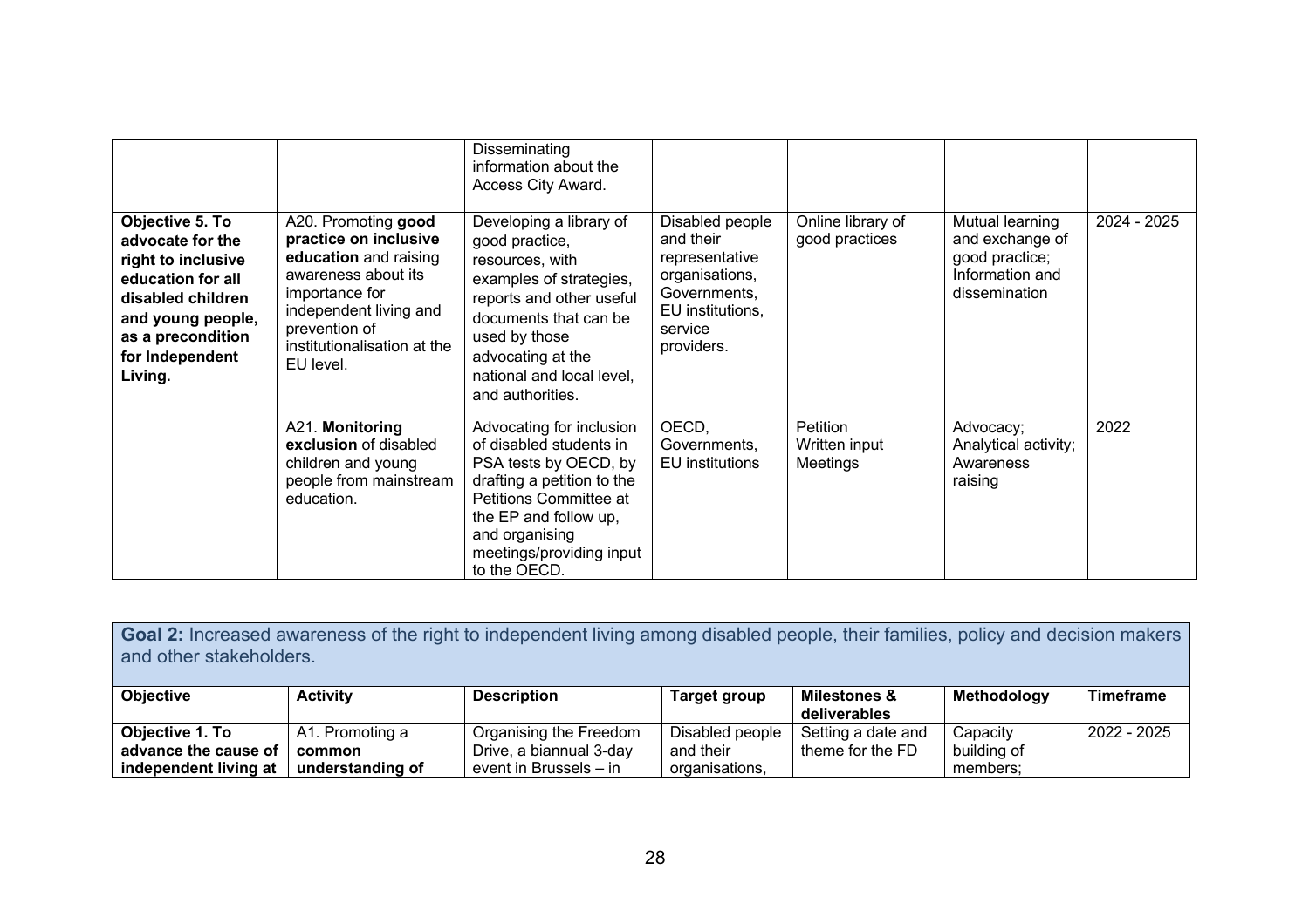|  |  | Disseminating information about the Access City Award. |  |  |  |  |
|---|---|---|---|---|---|---|
| **Objective 5. To advocate for the right to inclusive education for all disabled children and young people, as a precondition for Independent Living.** | A20. Promoting **good practice on inclusive education** and raising awareness about its importance for independent living and prevention of institutionalisation at the EU level. | Developing a library of good practice, resources, with examples of strategies, reports and other useful documents that can be used by those advocating at the national and local level, and authorities. | Disabled people and their representative organisations, Governments, EU institutions, service providers. | Online library of good practices | Mutual learning and exchange of good practice; Information and dissemination | 2024 - 2025 |
|  | A21. **Monitoring exclusion** of disabled children and young people from mainstream education. | Advocating for inclusion of disabled students in PSA tests by OECD, by drafting a petition to the Petitions Committee at the EP and follow up, and organising meetings/providing input to the OECD. | OECD, Governments, EU institutions | Petition<br>Written input<br>Meetings | Advocacy; Analytical activity; Awareness raising | 2022 |

**Goal 2:** Increased awareness of the right to independent living among disabled people, their families, policy and decision makers and other stakeholders.

| Objective | Activity | Description | Target group | Milestones & deliverables | Methodology | Timeframe |
|---|---|---|---|---|---|---|
| **Objective 1. To advance the cause of independent living at** | A1. Promoting a **common understanding of** | Organising the Freedom Drive, a biannual 3-day event in Brussels – in | Disabled people and their organisations, | Setting a date and theme for the FD | Capacity building of members; | 2022 - 2025 |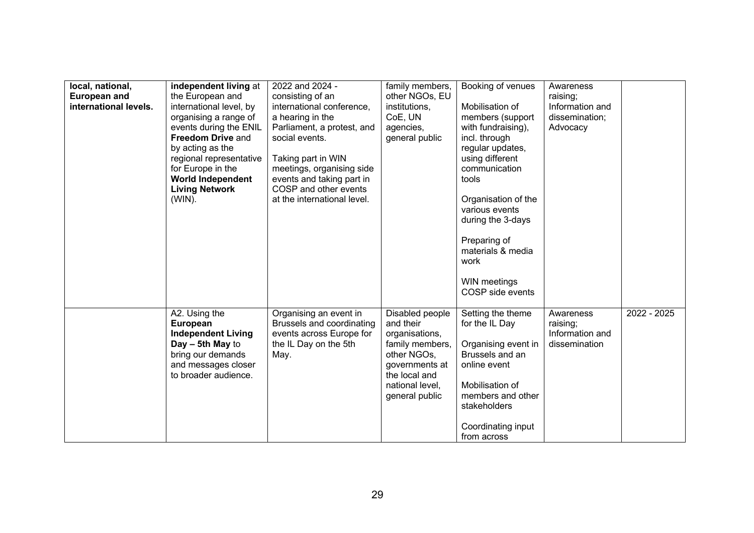| | | | | | | |
|---|---|---|---|---|---|---|
| **local, national, European and international levels.** | **independent living** at the European and international level, by organising a range of events during the ENIL **Freedom Drive** and by acting as the regional representative for Europe in the **World Independent Living Network** (WIN). | 2022 and 2024 - consisting of an international conference, a hearing in the Parliament, a protest, and social events.<br><br>Taking part in WIN meetings, organising side events and taking part in COSP and other events at the international level. | family members, other NGOs, EU institutions, CoE, UN agencies, general public | Booking of venues<br><br>Mobilisation of members (support with fundraising), incl. through regular updates, using different communication tools<br><br>Organisation of the various events during the 3-days<br><br>Preparing of materials & media work<br><br>WIN meetings COSP side events | Awareness raising; Information and dissemination; Advocacy | |
| | A2. Using the **European Independent Living Day – 5th May** to bring our demands and messages closer to broader audience. | Organising an event in Brussels and coordinating events across Europe for the IL Day on the 5th May. | Disabled people and their organisations, family members, other NGOs, governments at the local and national level, general public | Setting the theme for the IL Day<br><br>Organising event in Brussels and an online event<br><br>Mobilisation of members and other stakeholders<br><br>Coordinating input from across | Awareness raising; Information and dissemination | 2022 - 2025 |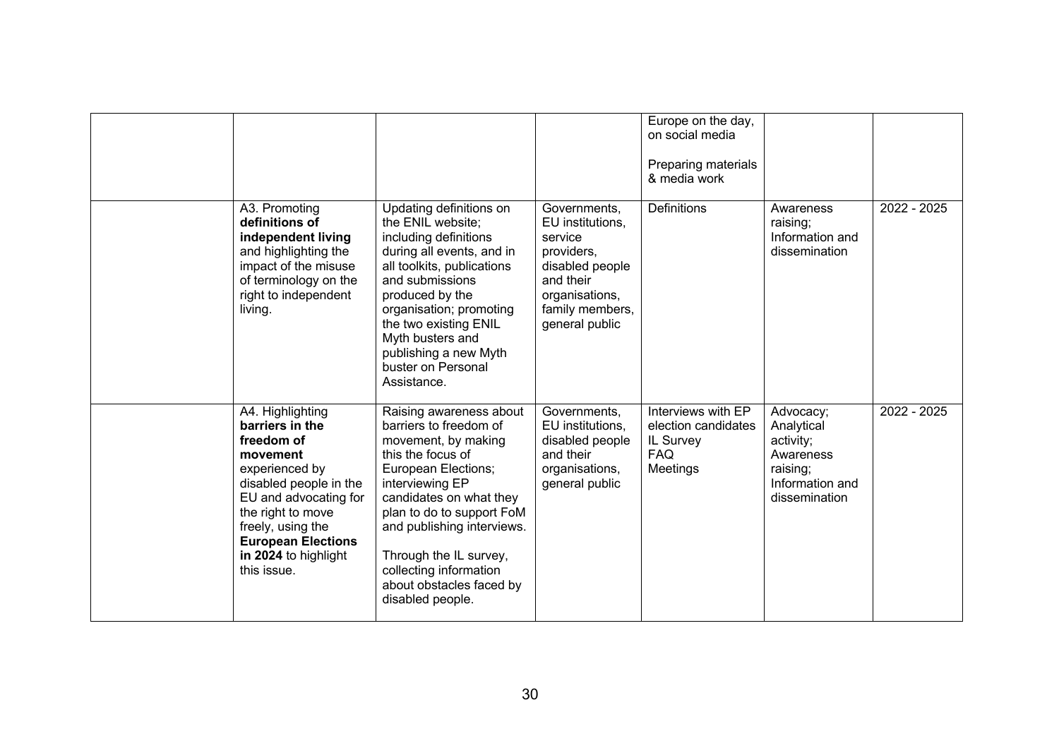|  |  |  |  |  |  |  |
|---|---|---|---|---|---|---|
|  |  |  |  | Europe on the day, on social media<br><br>Preparing materials & media work |  |  |
|  | A3. Promoting **definitions of independent living** and highlighting the impact of the misuse of terminology on the right to independent living. | Updating definitions on the ENIL website; including definitions during all events, and in all toolkits, publications and submissions produced by the organisation; promoting the two existing ENIL Myth busters and publishing a new Myth buster on Personal Assistance. | Governments, EU institutions, service providers, disabled people and their organisations, family members, general public | Definitions | Awareness raising; Information and dissemination | 2022 - 2025 |
|  | A4. Highlighting **barriers in the freedom of movement** experienced by disabled people in the EU and advocating for the right to move freely, using the **European Elections in 2024** to highlight this issue. | Raising awareness about barriers to freedom of movement, by making this the focus of European Elections; interviewing EP candidates on what they plan to do to support FoM and publishing interviews.<br><br>Through the IL survey, collecting information about obstacles faced by disabled people. | Governments, EU institutions, disabled people and their organisations, general public | Interviews with EP election candidates<br>IL Survey<br>FAQ<br>Meetings | Advocacy; Analytical activity; Awareness raising; Information and dissemination | 2022 - 2025 |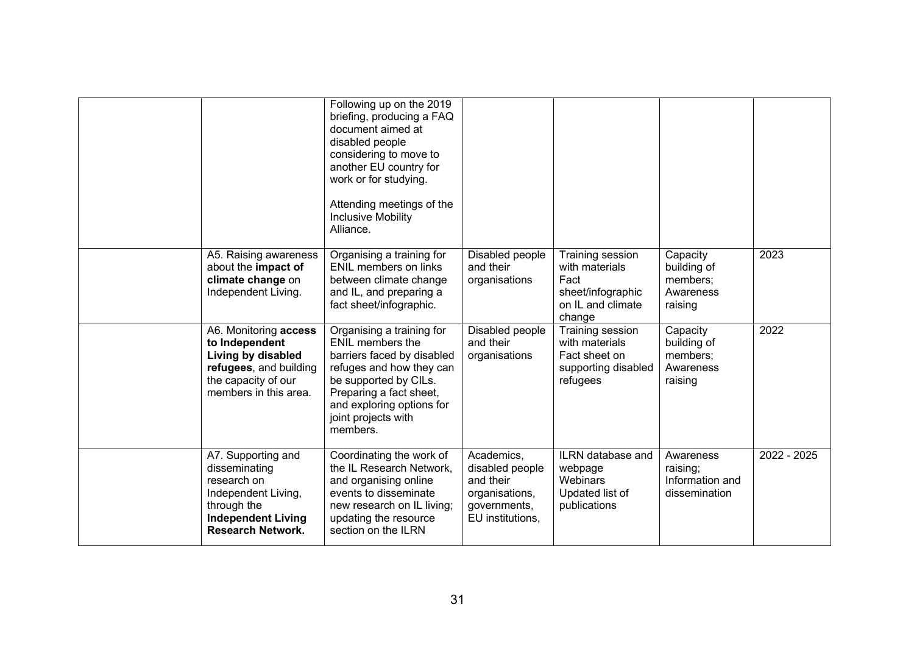| | | | | | | |
|---|---|---|---|---|---|---|
| | | Following up on the 2019 briefing, producing a FAQ document aimed at disabled people considering to move to another EU country for work or for studying.<br><br>Attending meetings of the Inclusive Mobility Alliance. | | | | |
| | A5. Raising awareness about the **impact of climate change** on Independent Living. | Organising a training for ENIL members on links between climate change and IL, and preparing a fact sheet/infographic. | Disabled people and their organisations | Training session with materials<br>Fact sheet/infographic on IL and climate change | Capacity building of members;<br>Awareness raising | 2023 |
| | A6. Monitoring **access to Independent Living by disabled refugees**, and building the capacity of our members in this area. | Organising a training for ENIL members the barriers faced by disabled refuges and how they can be supported by CILs. Preparing a fact sheet, and exploring options for joint projects with members. | Disabled people and their organisations | Training session with materials<br>Fact sheet on supporting disabled refugees | Capacity building of members;<br>Awareness raising | 2022 |
| | A7. Supporting and disseminating research on Independent Living, through the **Independent Living Research Network.** | Coordinating the work of the IL Research Network, and organising online events to disseminate new research on IL living; updating the resource section on the ILRN | Academics, disabled people and their organisations, governments, EU institutions, | ILRN database and webpage<br>Webinars<br>Updated list of publications | Awareness raising;<br>Information and dissemination | 2022 - 2025 |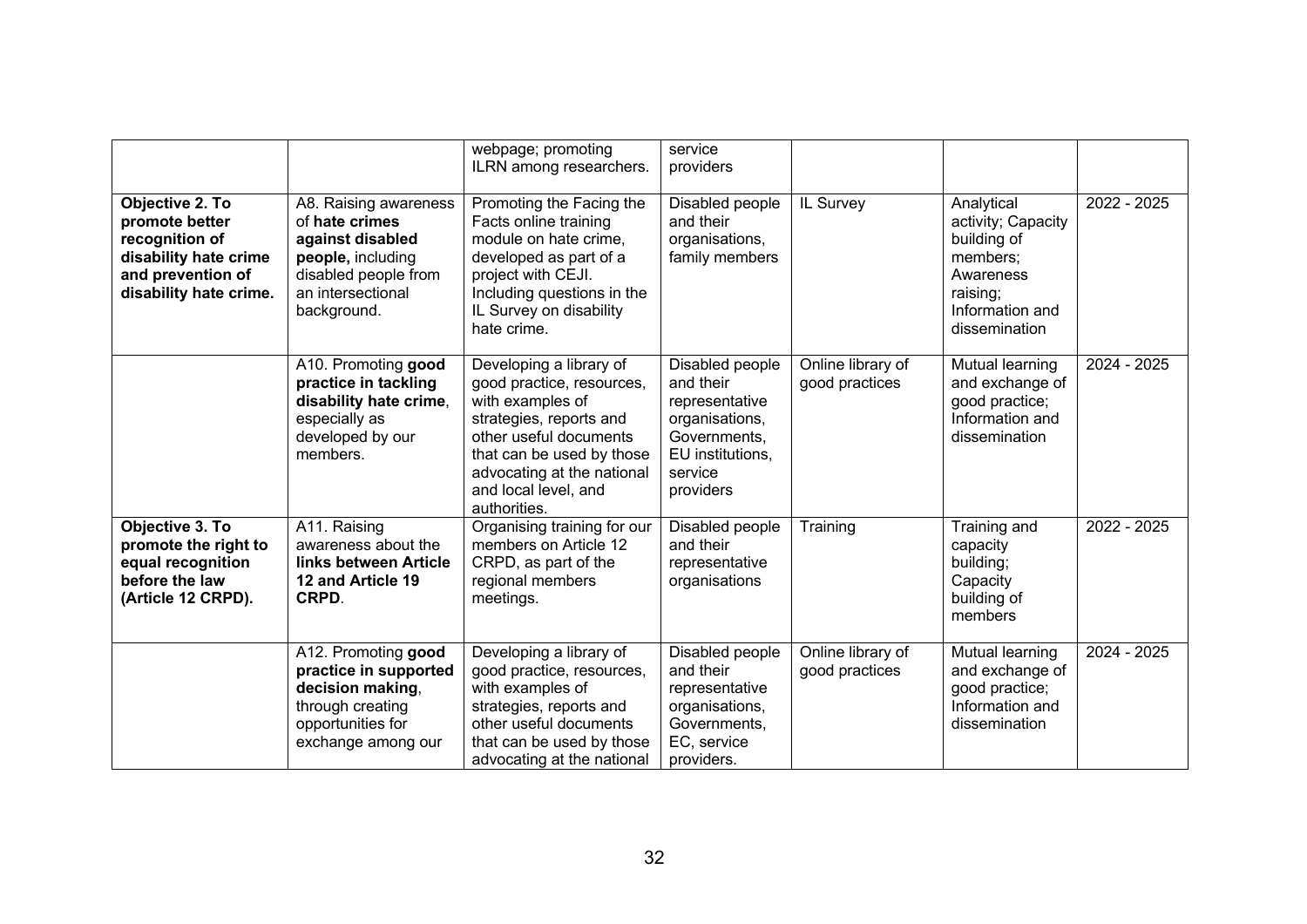| | | webpage; promoting ILRN among researchers. | service providers | | | |
|---|---|---|---|---|---|---|
| **Objective 2. To promote better recognition of disability hate crime and prevention of disability hate crime.** | A8. Raising awareness of **hate crimes against disabled people,** including disabled people from an intersectional background. | Promoting the Facing the Facts online training module on hate crime, developed as part of a project with CEJI. Including questions in the IL Survey on disability hate crime. | Disabled people and their organisations, family members | IL Survey | Analytical activity; Capacity building of members; Awareness raising; Information and dissemination | 2022 - 2025 |
| | A10. Promoting **good practice in tackling disability hate crime**, especially as developed by our members. | Developing a library of good practice, resources, with examples of strategies, reports and other useful documents that can be used by those advocating at the national and local level, and authorities. | Disabled people and their representative organisations, Governments, EU institutions, service providers | Online library of good practices | Mutual learning and exchange of good practice; Information and dissemination | 2024 - 2025 |
| **Objective 3. To promote the right to equal recognition before the law (Article 12 CRPD).** | A11. Raising awareness about the **links between Article 12 and Article 19 CRPD**. | Organising training for our members on Article 12 CRPD, as part of the regional members meetings. | Disabled people and their representative organisations | Training | Training and capacity building; Capacity building of members | 2022 - 2025 |
| | A12. Promoting **good practice in supported decision making**, through creating opportunities for exchange among our | Developing a library of good practice, resources, with examples of strategies, reports and other useful documents that can be used by those advocating at the national | Disabled people and their representative organisations, Governments, EC, service providers. | Online library of good practices | Mutual learning and exchange of good practice; Information and dissemination | 2024 - 2025 |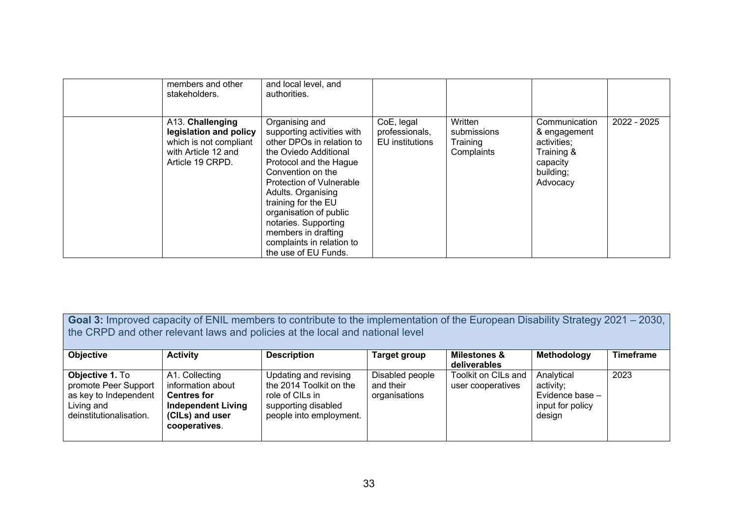| | | | | | | |
|---|---|---|---|---|---|---|
| | members and other stakeholders. | and local level, and authorities. | | | | |
| | A13. **Challenging legislation and policy** which is not compliant with Article 12 and Article 19 CRPD. | Organising and supporting activities with other DPOs in relation to the Oviedo Additional Protocol and the Hague Convention on the Protection of Vulnerable Adults. Organising training for the EU organisation of public notaries. Supporting members in drafting complaints in relation to the use of EU Funds. | CoE, legal professionals, EU institutions | Written submissions Training Complaints | Communication & engagement activities; Training & capacity building; Advocacy | 2022 - 2025 |

**Goal 3:** Improved capacity of ENIL members to contribute to the implementation of the European Disability Strategy 2021 – 2030, the CRPD and other relevant laws and policies at the local and national level

| Objective | Activity | Description | Target group | Milestones & deliverables | Methodology | Timeframe |
|---|---|---|---|---|---|---|
| **Objective 1.** To promote Peer Support as key to Independent Living and deinstitutionalisation. | A1. Collecting information about **Centres for Independent Living (CILs) and user cooperatives**. | Updating and revising the 2014 Toolkit on the role of CILs in supporting disabled people into employment. | Disabled people and their organisations | Toolkit on CILs and user cooperatives | Analytical activity; Evidence base – input for policy design | 2023 |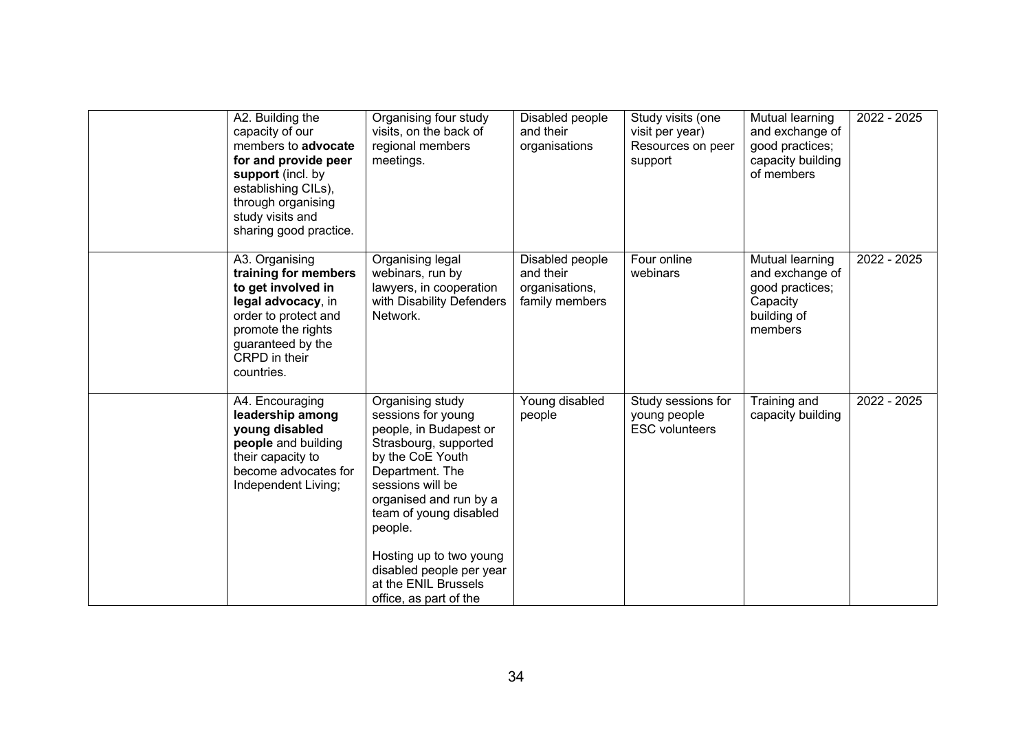| | | | | | | |
|---|---|---|---|---|---|---|
| | A2. Building the capacity of our members to **advocate for and provide peer support** (incl. by establishing CILs), through organising study visits and sharing good practice. | Organising four study visits, on the back of regional members meetings. | Disabled people and their organisations | Study visits (one visit per year) Resources on peer support | Mutual learning and exchange of good practices; capacity building of members | 2022 - 2025 |
| | A3. Organising **training for members to get involved in legal advocacy**, in order to protect and promote the rights guaranteed by the CRPD in their countries. | Organising legal webinars, run by lawyers, in cooperation with Disability Defenders Network. | Disabled people and their organisations, family members | Four online webinars | Mutual learning and exchange of good practices; Capacity building of members | 2022 - 2025 |
| | A4. Encouraging **leadership among young disabled people** and building their capacity to become advocates for Independent Living; | Organising study sessions for young people, in Budapest or Strasbourg, supported by the CoE Youth Department. The sessions will be organised and run by a team of young disabled people.<br><br>Hosting up to two young disabled people per year at the ENIL Brussels office, as part of the | Young disabled people | Study sessions for young people ESC volunteers | Training and capacity building | 2022 - 2025 |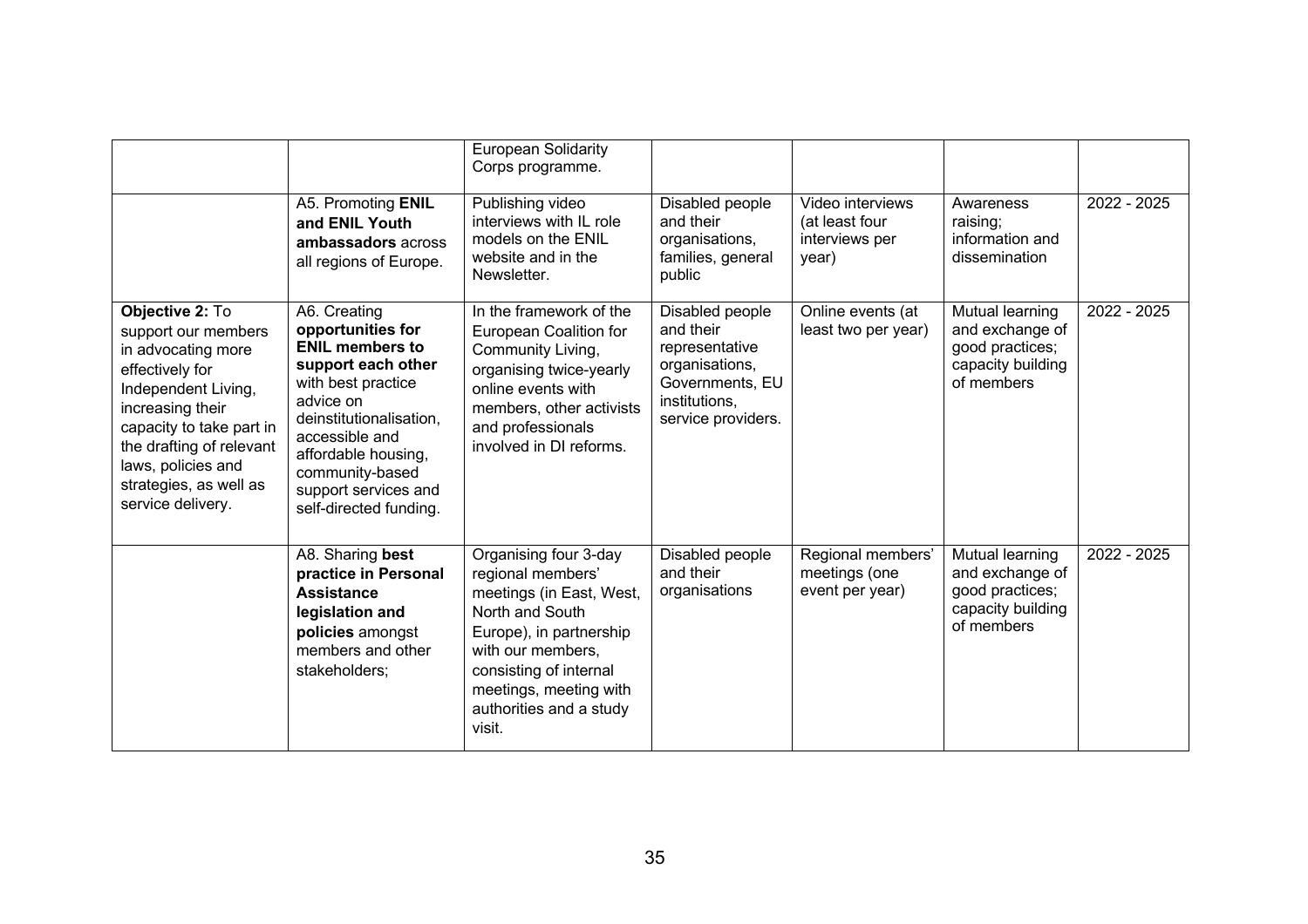| | | | | | | |
|---|---|---|---|---|---|---|
| | | European Solidarity Corps programme. | | | | |
| | A5. Promoting **ENIL and ENIL Youth ambassadors** across all regions of Europe. | Publishing video interviews with IL role models on the ENIL website and in the Newsletter. | Disabled people and their organisations, families, general public | Video interviews (at least four interviews per year) | Awareness raising; information and dissemination | 2022 - 2025 |
| **Objective 2:** To support our members in advocating more effectively for Independent Living, increasing their capacity to take part in the drafting of relevant laws, policies and strategies, as well as service delivery. | A6. Creating **opportunities for ENIL members to support each other** with best practice advice on deinstitutionalisation, accessible and affordable housing, community-based support services and self-directed funding. | In the framework of the European Coalition for Community Living, organising twice-yearly online events with members, other activists and professionals involved in DI reforms. | Disabled people and their representative organisations, Governments, EU institutions, service providers. | Online events (at least two per year) | Mutual learning and exchange of good practices; capacity building of members | 2022 - 2025 |
| | A8. Sharing **best practice in Personal Assistance legislation and policies** amongst members and other stakeholders; | Organising four 3-day regional members' meetings (in East, West, North and South Europe), in partnership with our members, consisting of internal meetings, meeting with authorities and a study visit. | Disabled people and their organisations | Regional members' meetings (one event per year) | Mutual learning and exchange of good practices; capacity building of members | 2022 - 2025 |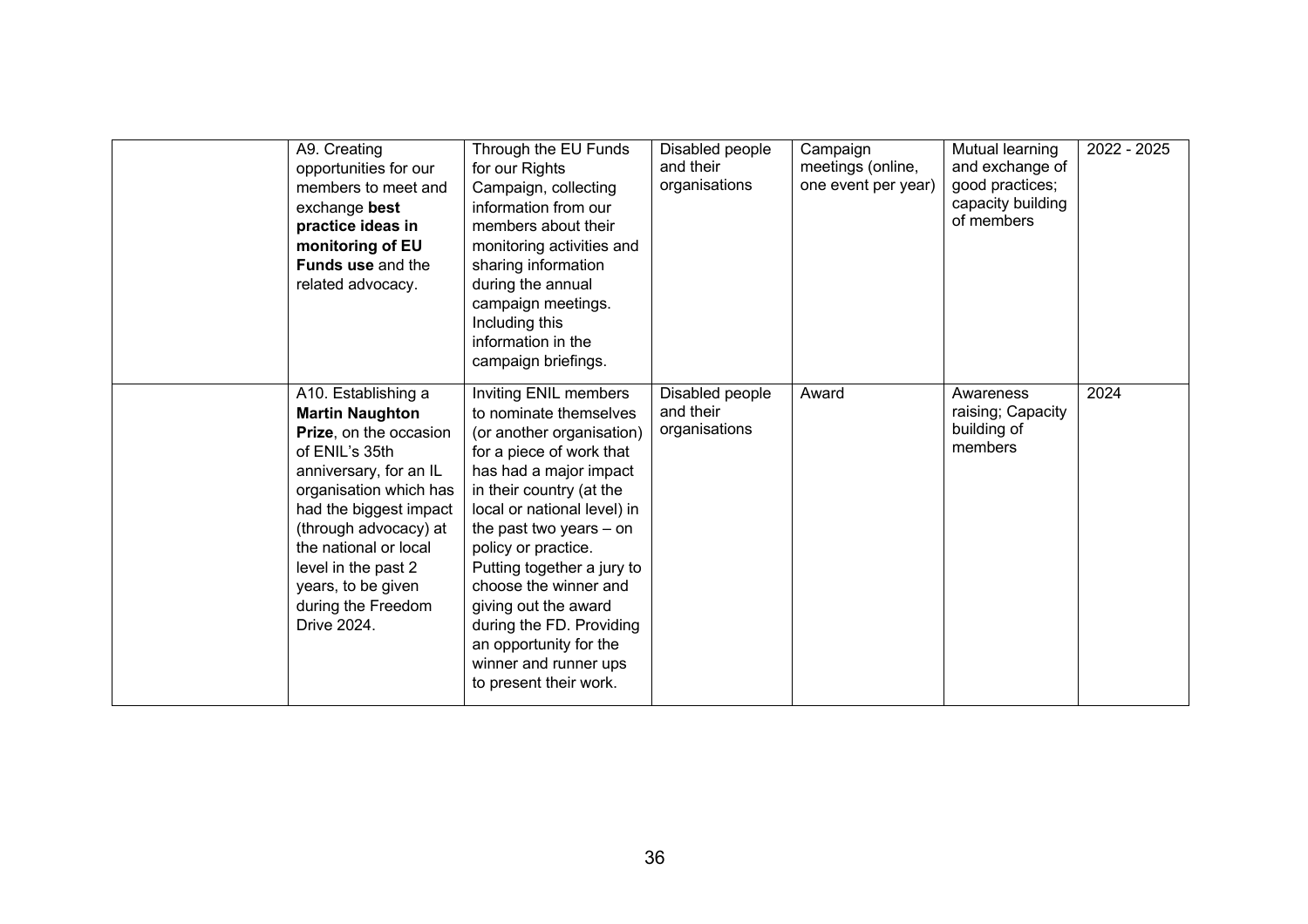| | | | | | | |
|---|---|---|---|---|---|---|
| | A9. Creating opportunities for our members to meet and exchange **best practice ideas in monitoring of EU Funds use** and the related advocacy. | Through the EU Funds for our Rights Campaign, collecting information from our members about their monitoring activities and sharing information during the annual campaign meetings. Including this information in the campaign briefings. | Disabled people and their organisations | Campaign meetings (online, one event per year) | Mutual learning and exchange of good practices; capacity building of members | 2022 - 2025 |
| | A10. Establishing a **Martin Naughton Prize**, on the occasion of ENIL's 35th anniversary, for an IL organisation which has had the biggest impact (through advocacy) at the national or local level in the past 2 years, to be given during the Freedom Drive 2024. | Inviting ENIL members to nominate themselves (or another organisation) for a piece of work that has had a major impact in their country (at the local or national level) in the past two years – on policy or practice. Putting together a jury to choose the winner and giving out the award during the FD. Providing an opportunity for the winner and runner ups to present their work. | Disabled people and their organisations | Award | Awareness raising; Capacity building of members | 2024 |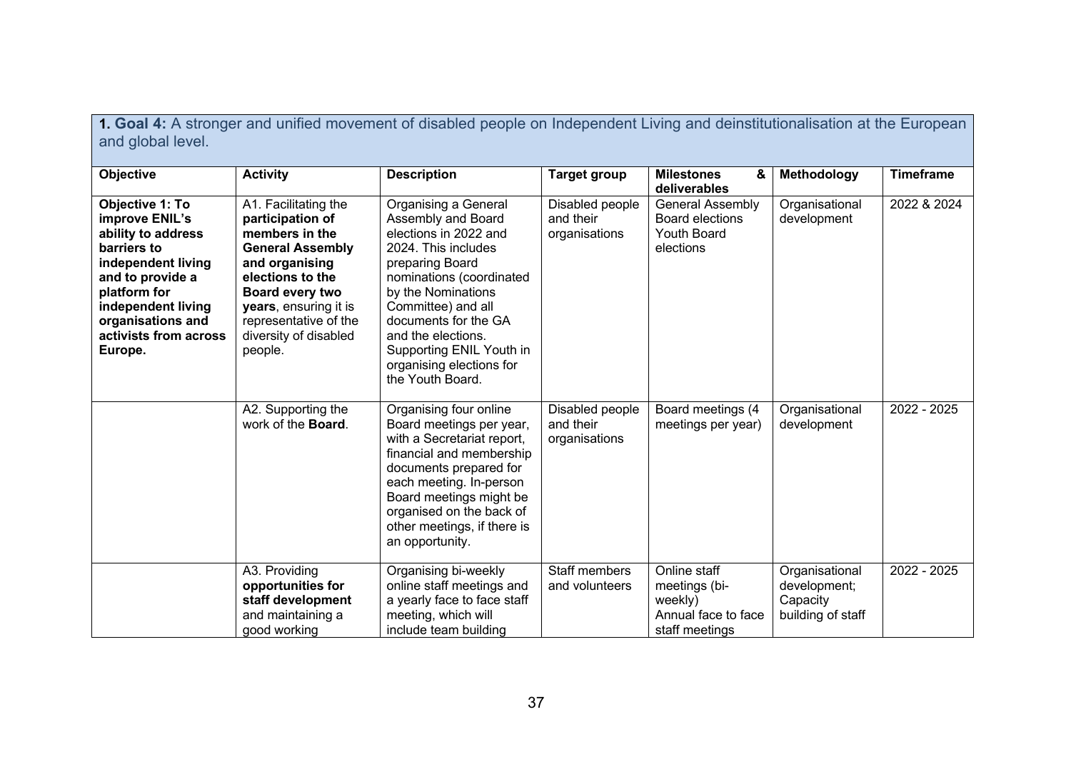**1. Goal 4:** A stronger and unified movement of disabled people on Independent Living and deinstitutionalisation at the European and global level.

| Objective | Activity | Description | Target group | Milestones & deliverables | Methodology | Timeframe |
|---|---|---|---|---|---|---|
| **Objective 1: To improve ENIL's ability to address barriers to independent living and to provide a platform for independent living organisations and activists from across Europe.** | A1. Facilitating the **participation of members in the General Assembly and organising elections to the Board every two years**, ensuring it is representative of the diversity of disabled people. | Organising a General Assembly and Board elections in 2022 and 2024. This includes preparing Board nominations (coordinated by the Nominations Committee) and all documents for the GA and the elections. Supporting ENIL Youth in organising elections for the Youth Board. | Disabled people and their organisations | General Assembly<br>Board elections<br>Youth Board elections | Organisational development | 2022 & 2024 |
| | A2. Supporting the work of the **Board**. | Organising four online Board meetings per year, with a Secretariat report, financial and membership documents prepared for each meeting. In-person Board meetings might be organised on the back of other meetings, if there is an opportunity. | Disabled people and their organisations | Board meetings (4 meetings per year) | Organisational development | 2022 - 2025 |
| | A3. Providing **opportunities for staff development** and maintaining a good working | Organising bi-weekly online staff meetings and a yearly face to face staff meeting, which will include team building | Staff members and volunteers | Online staff meetings (bi-weekly)<br>Annual face to face staff meetings | Organisational development; Capacity building of staff | 2022 - 2025 |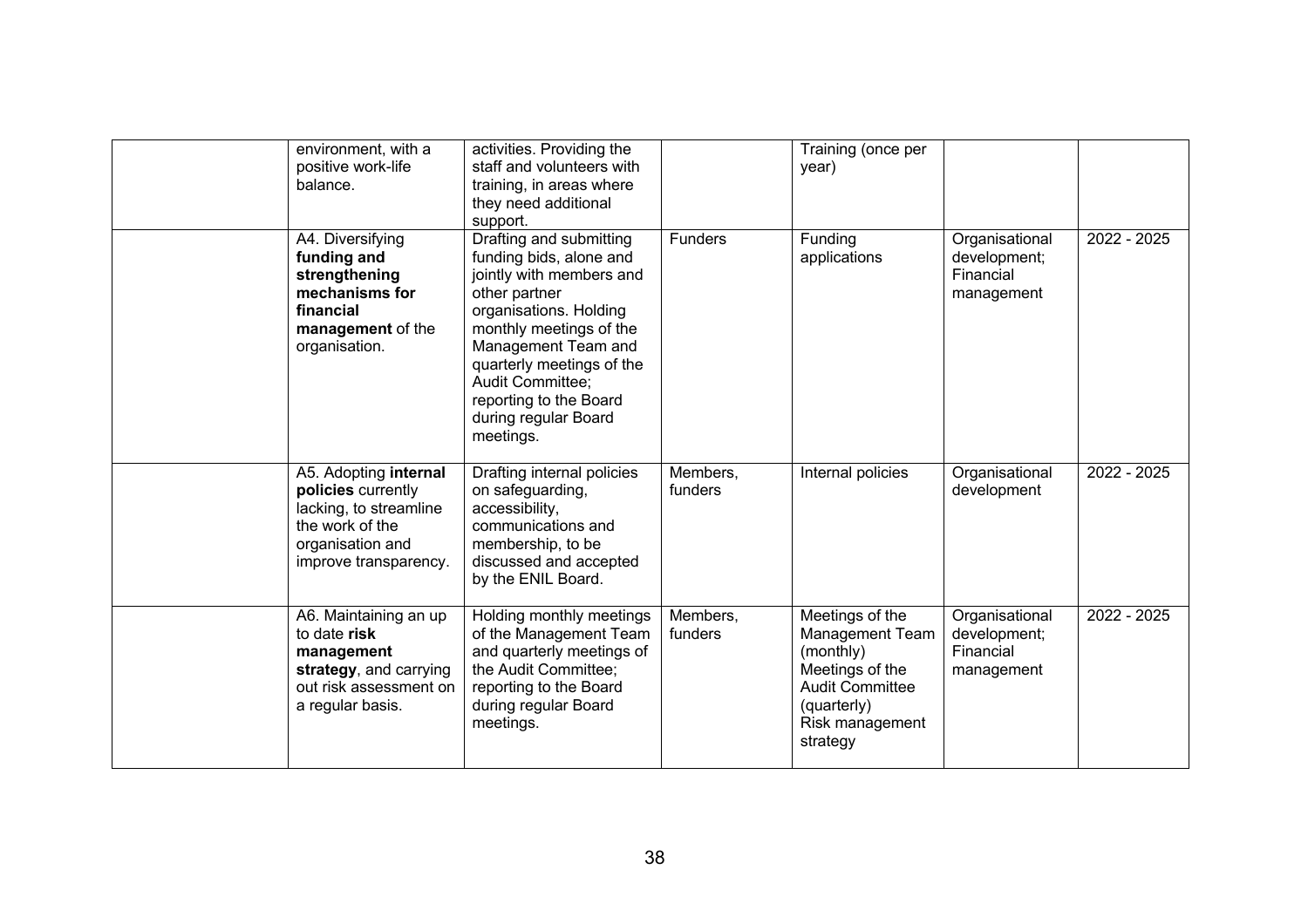| | | | | | | |
|---|---|---|---|---|---|---|
| | environment, with a positive work-life balance. | activities. Providing the staff and volunteers with training, in areas where they need additional support. | | Training (once per year) | | |
| | A4. Diversifying **funding and strengthening mechanisms for financial management** of the organisation. | Drafting and submitting funding bids, alone and jointly with members and other partner organisations. Holding monthly meetings of the Management Team and quarterly meetings of the Audit Committee; reporting to the Board during regular Board meetings. | Funders | Funding applications | Organisational development; Financial management | 2022 - 2025 |
| | A5. Adopting **internal policies** currently lacking, to streamline the work of the organisation and improve transparency. | Drafting internal policies on safeguarding, accessibility, communications and membership, to be discussed and accepted by the ENIL Board. | Members, funders | Internal policies | Organisational development | 2022 - 2025 |
| | A6. Maintaining an up to date **risk management strategy**, and carrying out risk assessment on a regular basis. | Holding monthly meetings of the Management Team and quarterly meetings of the Audit Committee; reporting to the Board during regular Board meetings. | Members, funders | Meetings of the Management Team (monthly) Meetings of the Audit Committee (quarterly) Risk management strategy | Organisational development; Financial management | 2022 - 2025 |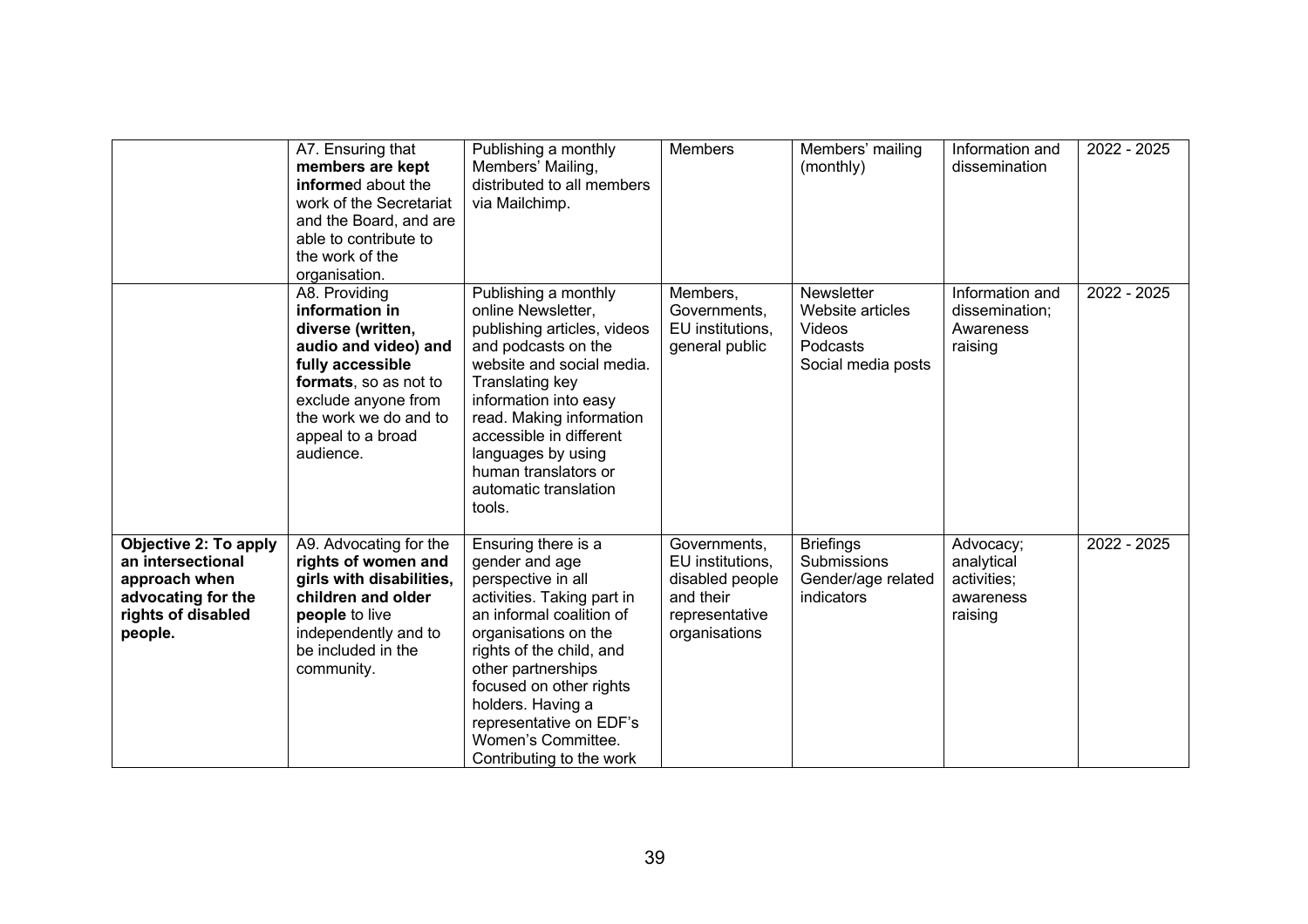| | | | | | | |
|---|---|---|---|---|---|---|
| | A7. Ensuring that **members are kept informe**d about the work of the Secretariat and the Board, and are able to contribute to the work of the organisation. | Publishing a monthly Members' Mailing, distributed to all members via Mailchimp. | Members | Members' mailing (monthly) | Information and dissemination | 2022 - 2025 |
| | A8. Providing **information in diverse (written, audio and video) and fully accessible formats**, so as not to exclude anyone from the work we do and to appeal to a broad audience. | Publishing a monthly online Newsletter, publishing articles, videos and podcasts on the website and social media. Translating key information into easy read. Making information accessible in different languages by using human translators or automatic translation tools. | Members, Governments, EU institutions, general public | Newsletter<br>Website articles<br>Videos<br>Podcasts<br>Social media posts | Information and dissemination; Awareness raising | 2022 - 2025 |
| **Objective 2: To apply an intersectional approach when advocating for the rights of disabled people.** | A9. Advocating for the **rights of women and girls with disabilities, children and older people** to live independently and to be included in the community. | Ensuring there is a gender and age perspective in all activities. Taking part in an informal coalition of organisations on the rights of the child, and other partnerships focused on other rights holders. Having a representative on EDF's Women's Committee. Contributing to the work | Governments, EU institutions, disabled people and their representative organisations | Briefings<br>Submissions<br>Gender/age related indicators | Advocacy; analytical activities; awareness raising | 2022 - 2025 |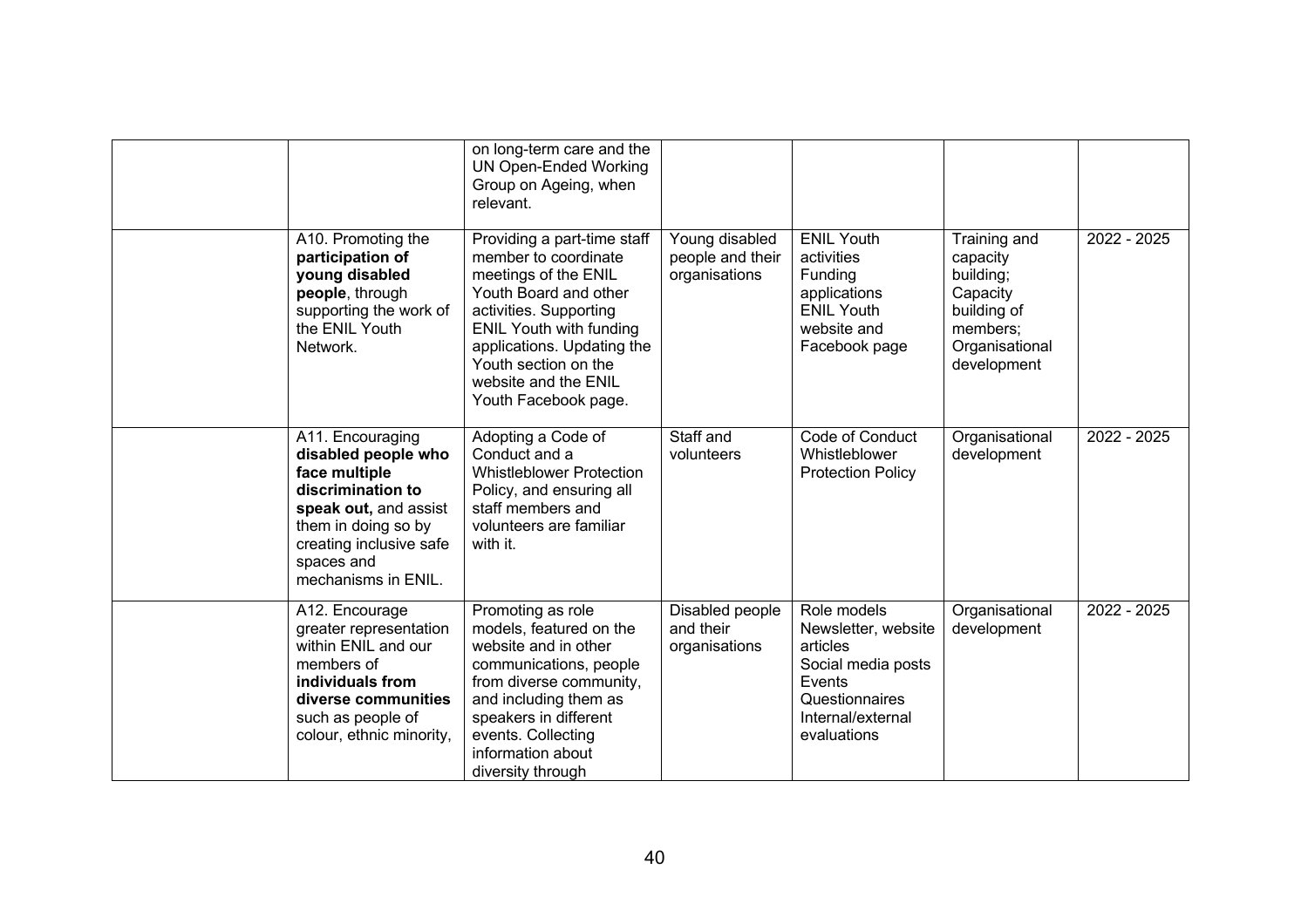| | | | | | | |
|---|---|---|---|---|---|---|
| | | on long-term care and the UN Open-Ended Working Group on Ageing, when relevant. | | | | |
| | A10. Promoting the **participation of young disabled people**, through supporting the work of the ENIL Youth Network. | Providing a part-time staff member to coordinate meetings of the ENIL Youth Board and other activities. Supporting ENIL Youth with funding applications. Updating the Youth section on the website and the ENIL Youth Facebook page. | Young disabled people and their organisations | ENIL Youth activities<br>Funding applications<br>ENIL Youth website and Facebook page | Training and capacity building; Capacity building of members; Organisational development | 2022 - 2025 |
| | A11. Encouraging **disabled people who face multiple discrimination to speak out,** and assist them in doing so by creating inclusive safe spaces and mechanisms in ENIL. | Adopting a Code of Conduct and a Whistleblower Protection Policy, and ensuring all staff members and volunteers are familiar with it. | Staff and volunteers | Code of Conduct<br>Whistleblower Protection Policy | Organisational development | 2022 - 2025 |
| | A12. Encourage greater representation within ENIL and our members of **individuals from diverse communities** such as people of colour, ethnic minority, | Promoting as role models, featured on the website and in other communications, people from diverse community, and including them as speakers in different events. Collecting information about diversity through | Disabled people and their organisations | Role models<br>Newsletter, website articles<br>Social media posts<br>Events<br>Questionnaires<br>Internal/external evaluations | Organisational development | 2022 - 2025 |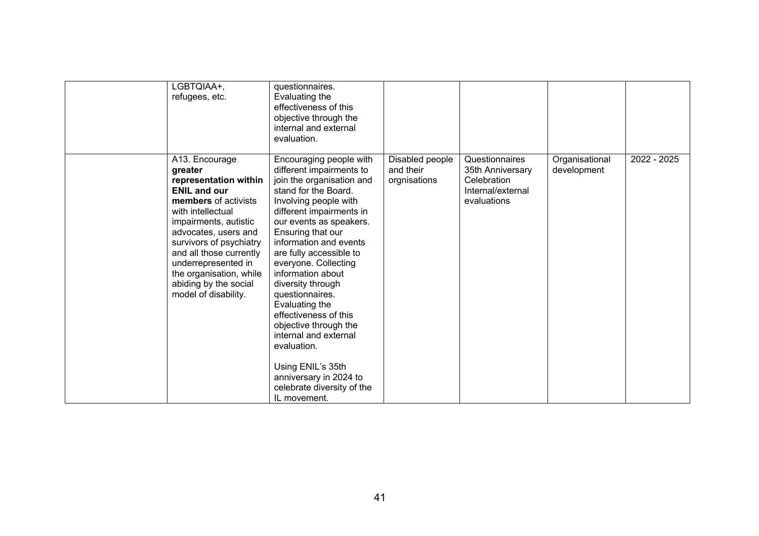|  |  |  |  |  |  |  |
|---|---|---|---|---|---|---|
|  | LGBTQIAA+, refugees, etc. | questionnaires. Evaluating the effectiveness of this objective through the internal and external evaluation. |  |  |  |  |
|  | A13. Encourage **greater representation within ENIL and our members** of activists with intellectual impairments, autistic advocates, users and survivors of psychiatry and all those currently underrepresented in the organisation, while abiding by the social model of disability. | Encouraging people with different impairments to join the organisation and stand for the Board. Involving people with different impairments in our events as speakers. Ensuring that our information and events are fully accessible to everyone. Collecting information about diversity through questionnaires. Evaluating the effectiveness of this objective through the internal and external evaluation.<br><br>Using ENIL's 35th anniversary in 2024 to celebrate diversity of the IL movement. | Disabled people and their orgnisations | Questionnaires 35th Anniversary Celebration Internal/external evaluations | Organisational development | 2022 - 2025 |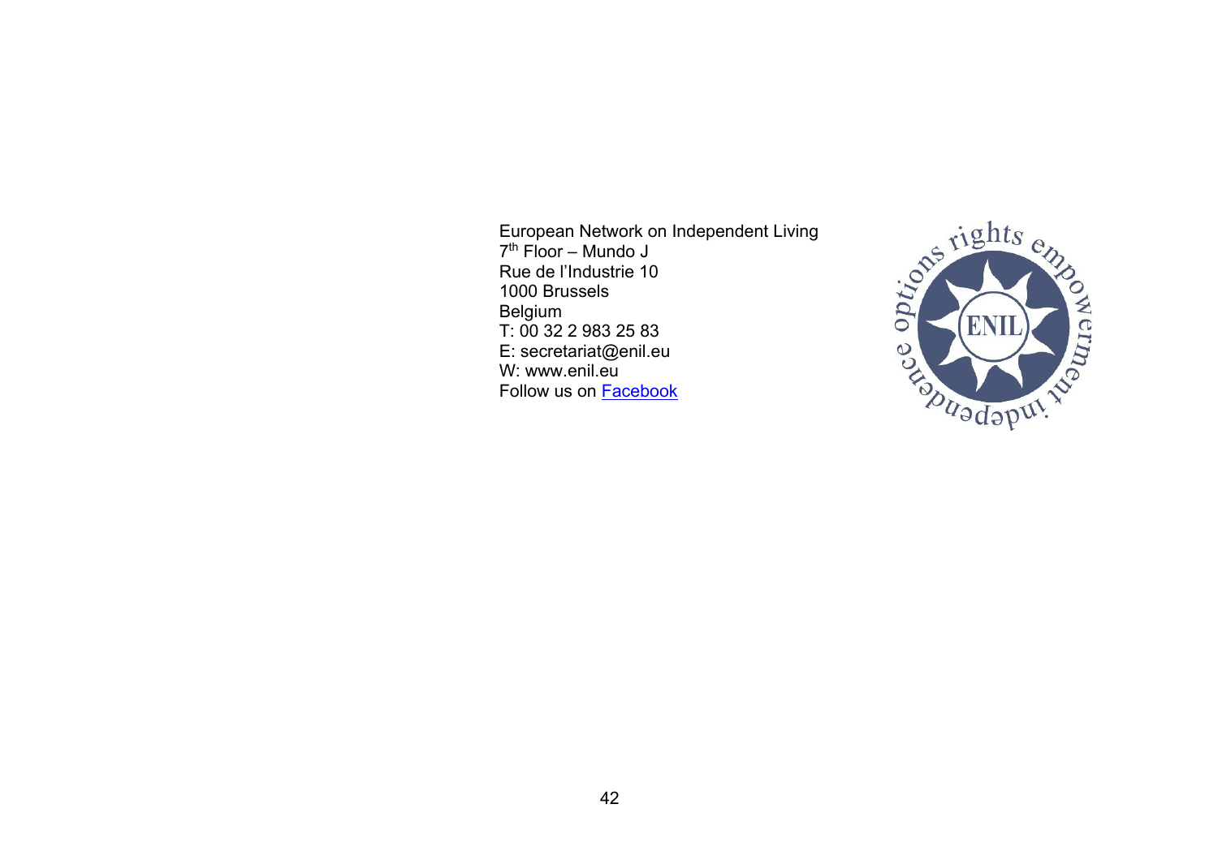European Network on Independent Living
7th Floor – Mundo J
Rue de l'Industrie 10
1000 Brussels
Belgium
T: 00 32 2 983 25 83
E: secretariat@enil.eu
W: www.enil.eu
Follow us on Facebook